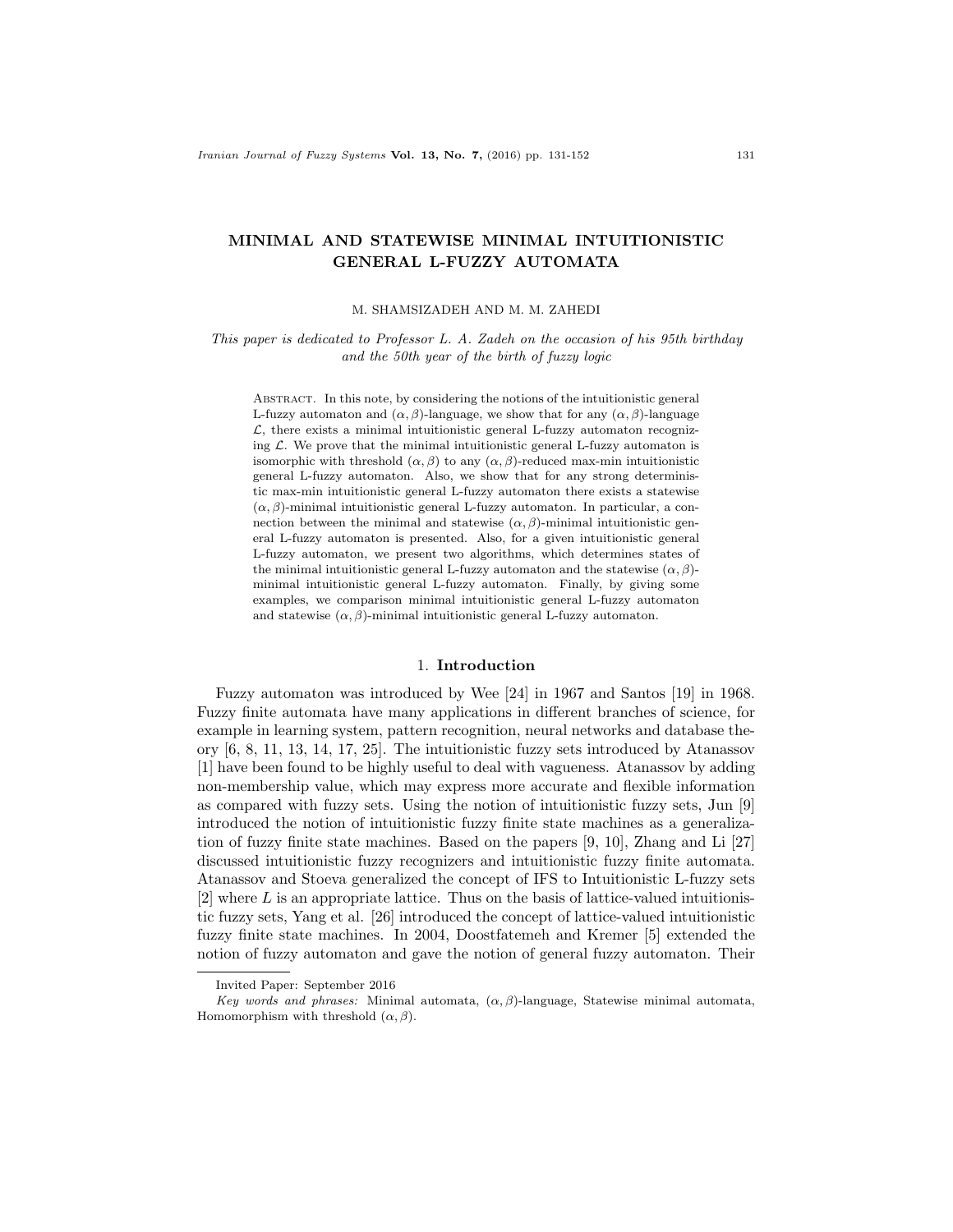# MINIMAL AND STATEWISE MINIMAL INTUITIONISTIC GENERAL L-FUZZY AUTOMATA

M. SHAMSIZADEH AND M. M. ZAHEDI

*This paper is dedicated to Professor L. A. Zadeh on the occasion of his 95th birthday and the 50th year of the birth of fuzzy logic*

Abstract. In this note, by considering the notions of the intuitionistic general L-fuzzy automaton and $(\alpha, \beta)$-language, we show that for any $(\alpha, \beta)$-language $\mathcal{L}$, there exists a minimal intuitionistic general L-fuzzy automaton recognizing $\mathcal{L}$. We prove that the minimal intuitionistic general L-fuzzy automaton is isomorphic with threshold $(\alpha, \beta)$ to any $(\alpha, \beta)$-reduced max-min intuitionistic general L-fuzzy automaton. Also, we show that for any strong deterministic max-min intuitionistic general L-fuzzy automaton there exists a statewise $(\alpha, \beta)$-minimal intuitionistic general L-fuzzy automaton. In particular, a connection between the minimal and statewise $(\alpha, \beta)$-minimal intuitionistic general L-fuzzy automaton is presented. Also, for a given intuitionistic general L-fuzzy automaton, we present two algorithms, which determines states of the minimal intuitionistic general L-fuzzy automaton and the statewise $(\alpha, \beta)$-minimal intuitionistic general L-fuzzy automaton. Finally, by giving some examples, we comparison minimal intuitionistic general L-fuzzy automaton and statewise $(\alpha, \beta)$-minimal intuitionistic general L-fuzzy automaton.

## 1. Introduction

Fuzzy automaton was introduced by Wee [24] in 1967 and Santos [19] in 1968. Fuzzy finite automata have many applications in different branches of science, for example in learning system, pattern recognition, neural networks and database theory [6, 8, 11, 13, 14, 17, 25]. The intuitionistic fuzzy sets introduced by Atanassov [1] have been found to be highly useful to deal with vagueness. Atanassov by adding non-membership value, which may express more accurate and flexible information as compared with fuzzy sets. Using the notion of intuitionistic fuzzy sets, Jun [9] introduced the notion of intuitionistic fuzzy finite state machines as a generalization of fuzzy finite state machines. Based on the papers [9, 10], Zhang and Li [27] discussed intuitionistic fuzzy recognizers and intuitionistic fuzzy finite automata. Atanassov and Stoeva generalized the concept of IFS to Intuitionistic L-fuzzy sets [2] where $L$ is an appropriate lattice. Thus on the basis of lattice-valued intuitionistic fuzzy sets, Yang et al. [26] introduced the concept of lattice-valued intuitionistic fuzzy finite state machines. In 2004, Doostfatemeh and Kremer [5] extended the notion of fuzzy automaton and gave the notion of general fuzzy automaton. Their

Invited Paper: September 2016

*Key words and phrases:* Minimal automata, $(\alpha, \beta)$-language, Statewise minimal automata, Homomorphism with threshold $(\alpha, \beta)$.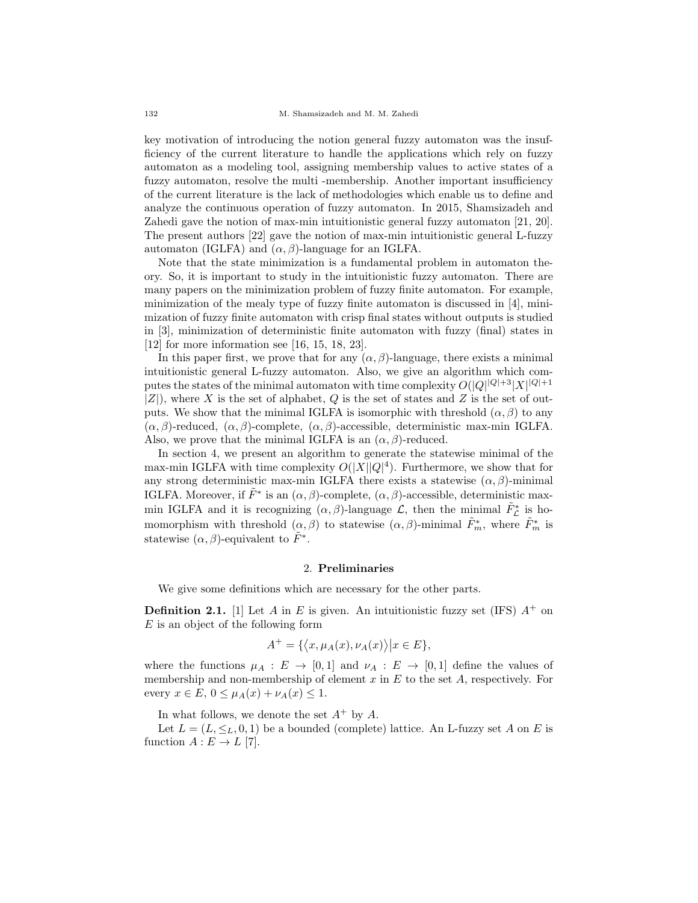key motivation of introducing the notion general fuzzy automaton was the insufficiency of the current literature to handle the applications which rely on fuzzy automaton as a modeling tool, assigning membership values to active states of a fuzzy automaton, resolve the multi -membership. Another important insufficiency of the current literature is the lack of methodologies which enable us to define and analyze the continuous operation of fuzzy automaton. In 2015, Shamsizadeh and Zahedi gave the notion of max-min intuitionistic general fuzzy automaton [21, 20]. The present authors [22] gave the notion of max-min intuitionistic general L-fuzzy automaton (IGLFA) and $(\alpha, \beta)$-language for an IGLFA.

Note that the state minimization is a fundamental problem in automaton theory. So, it is important to study in the intuitionistic fuzzy automaton. There are many papers on the minimization problem of fuzzy finite automaton. For example, minimization of the mealy type of fuzzy finite automaton is discussed in [4], minimization of fuzzy finite automaton with crisp final states without outputs is studied in [3], minimization of deterministic finite automaton with fuzzy (final) states in [12] for more information see [16, 15, 18, 23].

In this paper first, we prove that for any $(\alpha, \beta)$-language, there exists a minimal intuitionistic general L-fuzzy automaton. Also, we give an algorithm which computes the states of the minimal automaton with time complexity $O(|Q|^{|Q|+3}|X|^{|Q|+1}|Z|)$, where $X$ is the set of alphabet, $Q$ is the set of states and $Z$ is the set of outputs. We show that the minimal IGLFA is isomorphic with threshold $(\alpha, \beta)$ to any $(\alpha, \beta)$-reduced, $(\alpha, \beta)$-complete, $(\alpha, \beta)$-accessible, deterministic max-min IGLFA. Also, we prove that the minimal IGLFA is an $(\alpha, \beta)$-reduced.

In section 4, we present an algorithm to generate the statewise minimal of the max-min IGLFA with time complexity $O(|X||Q|^4)$. Furthermore, we show that for any strong deterministic max-min IGLFA there exists a statewise $(\alpha, \beta)$-minimal IGLFA. Moreover, if $\tilde{F}^*$ is an $(\alpha, \beta)$-complete, $(\alpha, \beta)$-accessible, deterministic max-min IGLFA and it is recognizing $(\alpha, \beta)$-language $\mathcal{L}$, then the minimal $\tilde{F}^*_{\mathcal{L}}$ is homomorphism with threshold $(\alpha, \beta)$ to statewise $(\alpha, \beta)$-minimal $\tilde{F}^*_m$, where $\tilde{F}^*_m$ is statewise $(\alpha, \beta)$-equivalent to $\tilde{F}^*$.

## 2. Preliminaries

We give some definitions which are necessary for the other parts.

**Definition 2.1.** [1] Let $A$ in $E$ is given. An intuitionistic fuzzy set (IFS) $A^+$ on $E$ is an object of the following form

$$A^+ = \{\langle x, \mu_A(x), \nu_A(x)\rangle \big| x \in E\},$$

where the functions $\mu_A : E \to [0, 1]$ and $\nu_A : E \to [0, 1]$ define the values of membership and non-membership of element $x$ in $E$ to the set $A$, respectively. For every $x \in E$, $0 \leq \mu_A(x) + \nu_A(x) \leq 1$.

In what follows, we denote the set $A^+$ by $A$.

Let $L = (L, \leq_L, 0, 1)$ be a bounded (complete) lattice. An L-fuzzy set $A$ on $E$ is function $A : E \to L$ [7].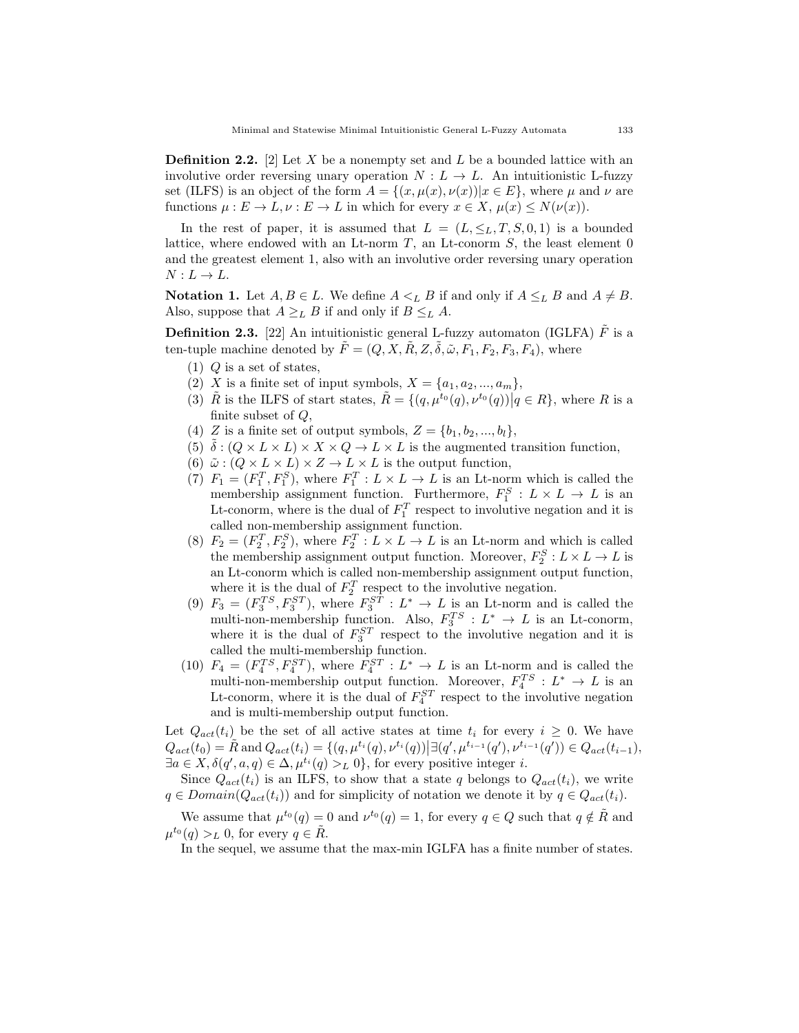**Definition 2.2.** [2] Let $X$ be a nonempty set and $L$ be a bounded lattice with an involutive order reversing unary operation $N : L \to L$. An intuitionistic L-fuzzy set (ILFS) is an object of the form $A = \{(x, \mu(x), \nu(x)) | x \in E\}$, where $\mu$ and $\nu$ are functions $\mu : E \to L, \nu : E \to L$ in which for every $x \in X$, $\mu(x) \leq N(\nu(x))$.

In the rest of paper, it is assumed that $L = (L, \leq_L, T, S, 0, 1)$ is a bounded lattice, where endowed with an Lt-norm $T$, an Lt-conorm $S$, the least element 0 and the greatest element 1, also with an involutive order reversing unary operation $N : L \to L$.

**Notation 1.** Let $A, B \in L$. We define $A <_L B$ if and only if $A \leq_L B$ and $A \neq B$. Also, suppose that $A \geq_L B$ if and only if $B \leq_L A$.

**Definition 2.3.** [22] An intuitionistic general L-fuzzy automaton (IGLFA) $\tilde{F}$ is a ten-tuple machine denoted by $\tilde{F} = (Q, X, \tilde{R}, Z, \tilde{\delta}, \tilde{\omega}, F_1, F_2, F_3, F_4)$, where

1. $Q$ is a set of states,
2. $X$ is a finite set of input symbols, $X = \{a_1, a_2, ..., a_m\}$,
3. $\tilde{R}$ is the ILFS of start states, $\tilde{R} = \{(q, \mu^{t_0}(q), \nu^{t_0}(q)) \big| q \in R\}$, where $R$ is a finite subset of $Q$,
4. $Z$ is a finite set of output symbols, $Z = \{b_1, b_2, ..., b_l\}$,
5. $\tilde{\delta} : (Q \times L \times L) \times X \times Q \to L \times L$ is the augmented transition function,
6. $\tilde{\omega} : (Q \times L \times L) \times Z \to L \times L$ is the output function,
7. $F_1 = (F_1^T, F_1^S)$, where $F_1^T : L \times L \to L$ is an Lt-norm which is called the membership assignment function. Furthermore, $F_1^S : L \times L \to L$ is an Lt-conorm, where is the dual of $F_1^T$ respect to involutive negation and it is called non-membership assignment function.
8. $F_2 = (F_2^T, F_2^S)$, where $F_2^T : L \times L \to L$ is an Lt-norm and which is called the membership assignment output function. Moreover, $F_2^S : L \times L \to L$ is an Lt-conorm which is called non-membership assignment output function, where it is the dual of $F_2^T$ respect to the involutive negation.
9. $F_3 = (F_3^{TS}, F_3^{ST})$, where $F_3^{ST} : L^* \to L$ is an Lt-norm and is called the multi-non-membership function. Also, $F_3^{TS} : L^* \to L$ is an Lt-conorm, where it is the dual of $F_3^{ST}$ respect to the involutive negation and it is called the multi-membership function.
10. $F_4 = (F_4^{TS}, F_4^{ST})$, where $F_4^{ST} : L^* \to L$ is an Lt-norm and is called the multi-non-membership output function. Moreover, $F_4^{TS} : L^* \to L$ is an Lt-conorm, where it is the dual of $F_4^{ST}$ respect to the involutive negation and is multi-membership output function.

Let $Q_{act}(t_i)$ be the set of all active states at time $t_i$ for every $i \geq 0$. We have $Q_{act}(t_0) = \tilde{R}$ and $Q_{act}(t_i) = \{(q, \mu^{t_i}(q), \nu^{t_i}(q)) \big| \exists (q', \mu^{t_{i-1}}(q'), \nu^{t_{i-1}}(q')) \in Q_{act}(t_{i-1}),$ $\exists a \in X, \delta(q', a, q) \in \Delta, \mu^{t_i}(q) >_L 0\}$, for every positive integer $i$.

Since $Q_{act}(t_i)$ is an ILFS, to show that a state $q$ belongs to $Q_{act}(t_i)$, we write $q \in Domain(Q_{act}(t_i))$ and for simplicity of notation we denote it by $q \in Q_{act}(t_i)$.

We assume that $\mu^{t_0}(q) = 0$ and $\nu^{t_0}(q) = 1$, for every $q \in Q$ such that $q \notin \tilde{R}$ and $\mu^{t_0}(q) >_L 0$, for every $q \in \tilde{R}$.

In the sequel, we assume that the max-min IGLFA has a finite number of states.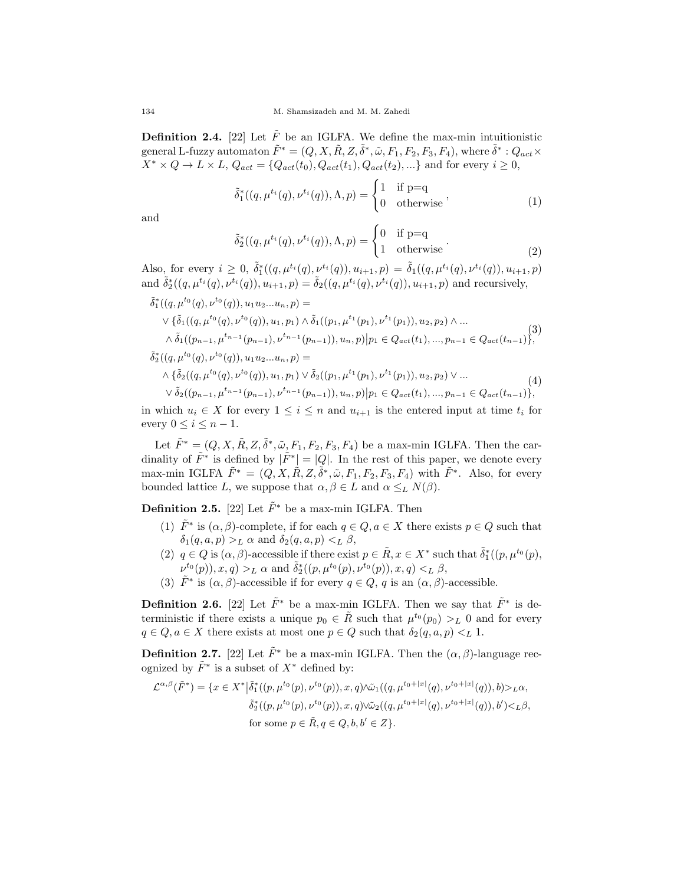**Definition 2.4.** [22] Let $\tilde{F}$ be an IGLFA. We define the max-min intuitionistic general L-fuzzy automaton $\tilde{F}^* = (Q, X, \tilde{R}, Z, \tilde{\delta}^*, \tilde{\omega}, F_1, F_2, F_3, F_4)$, where $\tilde{\delta}^* : Q_{act} \times X^* \times Q \to L \times L$, $Q_{act} = \{Q_{act}(t_0), Q_{act}(t_1), Q_{act}(t_2), ...\}$ and for every $i \geq 0$,

$$\tilde{\delta}_1^*((q, \mu^{t_i}(q), \nu^{t_i}(q)), \Lambda, p) = \begin{cases} 1 & \text{if p=q} \\ 0 & \text{otherwise} \end{cases}, \tag{1}$$

and

$$\tilde{\delta}_2^*((q, \mu^{t_i}(q), \nu^{t_i}(q)), \Lambda, p) = \begin{cases} 0 & \text{if p=q} \\ 1 & \text{otherwise} \end{cases}. \tag{2}$$

Also, for every $i \geq 0$, $\tilde{\delta}_1^*((q, \mu^{t_i}(q), \nu^{t_i}(q)), u_{i+1}, p) = \tilde{\delta}_1((q, \mu^{t_i}(q), \nu^{t_i}(q)), u_{i+1}, p)$ and $\tilde{\delta}_2^*((q, \mu^{t_i}(q), \nu^{t_i}(q)), u_{i+1}, p) = \tilde{\delta}_2((q, \mu^{t_i}(q), \nu^{t_i}(q)), u_{i+1}, p)$ and recursively,

$$\begin{aligned}
&\tilde{\delta}_1^*((q, \mu^{t_0}(q), \nu^{t_0}(q)), u_1 u_2 ... u_n, p) = \\
&\vee \{\tilde{\delta}_1((q, \mu^{t_0}(q), \nu^{t_0}(q)), u_1, p_1) \wedge \tilde{\delta}_1((p_1, \mu^{t_1}(p_1), \nu^{t_1}(p_1)), u_2, p_2) \wedge ... \\
&\wedge \tilde{\delta}_1((p_{n-1}, \mu^{t_{n-1}}(p_{n-1}), \nu^{t_{n-1}}(p_{n-1})), u_n, p) \big| p_1 \in Q_{act}(t_1), ..., p_{n-1} \in Q_{act}(t_{n-1})\},
\end{aligned} \tag{3}$$

$$\begin{aligned}
&\tilde{\delta}_2^*((q, \mu^{t_0}(q), \nu^{t_0}(q)), u_1 u_2 ... u_n, p) = \\
&\wedge \{\tilde{\delta}_2((q, \mu^{t_0}(q), \nu^{t_0}(q)), u_1, p_1) \vee \tilde{\delta}_2((p_1, \mu^{t_1}(p_1), \nu^{t_1}(p_1)), u_2, p_2) \vee ... \\
&\vee \tilde{\delta}_2((p_{n-1}, \mu^{t_{n-1}}(p_{n-1}), \nu^{t_{n-1}}(p_{n-1})), u_n, p) \big| p_1 \in Q_{act}(t_1), ..., p_{n-1} \in Q_{act}(t_{n-1})\},
\end{aligned} \tag{4}$$

in which $u_i \in X$ for every $1 \leq i \leq n$ and $u_{i+1}$ is the entered input at time $t_i$ for every $0 \leq i \leq n-1$.

Let $\tilde{F}^* = (Q, X, \tilde{R}, Z, \tilde{\delta}^*, \tilde{\omega}, F_1, F_2, F_3, F_4)$ be a max-min IGLFA. Then the cardinality of $\tilde{F}^*$ is defined by $|\tilde{F}^*| = |Q|$. In the rest of this paper, we denote every max-min IGLFA $\tilde{F}^* = (Q, X, \tilde{R}, Z, \tilde{\delta}^*, \tilde{\omega}, F_1, F_2, F_3, F_4)$ with $\tilde{F}^*$. Also, for every bounded lattice $L$, we suppose that $\alpha, \beta \in L$ and $\alpha \leq_L N(\beta)$.

**Definition 2.5.** [22] Let $\tilde{F}^*$ be a max-min IGLFA. Then

1. $\tilde{F}^*$ is $(\alpha, \beta)$-complete, if for each $q \in Q, a \in X$ there exists $p \in Q$ such that $\delta_1(q, a, p) >_L \alpha$ and $\delta_2(q, a, p) <_L \beta$,
2. $q \in Q$ is $(\alpha, \beta)$-accessible if there exist $p \in \tilde{R}, x \in X^*$ such that $\tilde{\delta}_1^*((p, \mu^{t_0}(p), \nu^{t_0}(p)), x, q) >_L \alpha$ and $\tilde{\delta}_2^*((p, \mu^{t_0}(p), \nu^{t_0}(p)), x, q) <_L \beta$,
3. $\tilde{F}^*$ is $(\alpha, \beta)$-accessible if for every $q \in Q$, $q$ is an $(\alpha, \beta)$-accessible.

**Definition 2.6.** [22] Let $\tilde{F}^*$ be a max-min IGLFA. Then we say that $\tilde{F}^*$ is deterministic if there exists a unique $p_0 \in \tilde{R}$ such that $\mu^{t_0}(p_0) >_L 0$ and for every $q \in Q, a \in X$ there exists at most one $p \in Q$ such that $\delta_2(q, a, p) <_L 1$.

**Definition 2.7.** [22] Let $\tilde{F}^*$ be a max-min IGLFA. Then the $(\alpha, \beta)$-language recognized by $\tilde{F}^*$ is a subset of $X^*$ defined by:

$$\begin{aligned}
\mathcal{L}^{\alpha,\beta}(\tilde{F}^*) = \{x \in X^* \big| &\tilde{\delta}_1^*((p, \mu^{t_0}(p), \nu^{t_0}(p)), x, q) \wedge \tilde{\omega}_1((q, \mu^{t_0+|x|}(q), \nu^{t_0+|x|}(q)), b) >_L \alpha, \\
&\tilde{\delta}_2^*((p, \mu^{t_0}(p), \nu^{t_0}(p)), x, q) \vee \tilde{\omega}_2((q, \mu^{t_0+|x|}(q), \nu^{t_0+|x|}(q)), b') <_L \beta, \\
&\text{for some } p \in \tilde{R}, q \in Q, b, b' \in Z\}.
\end{aligned}$$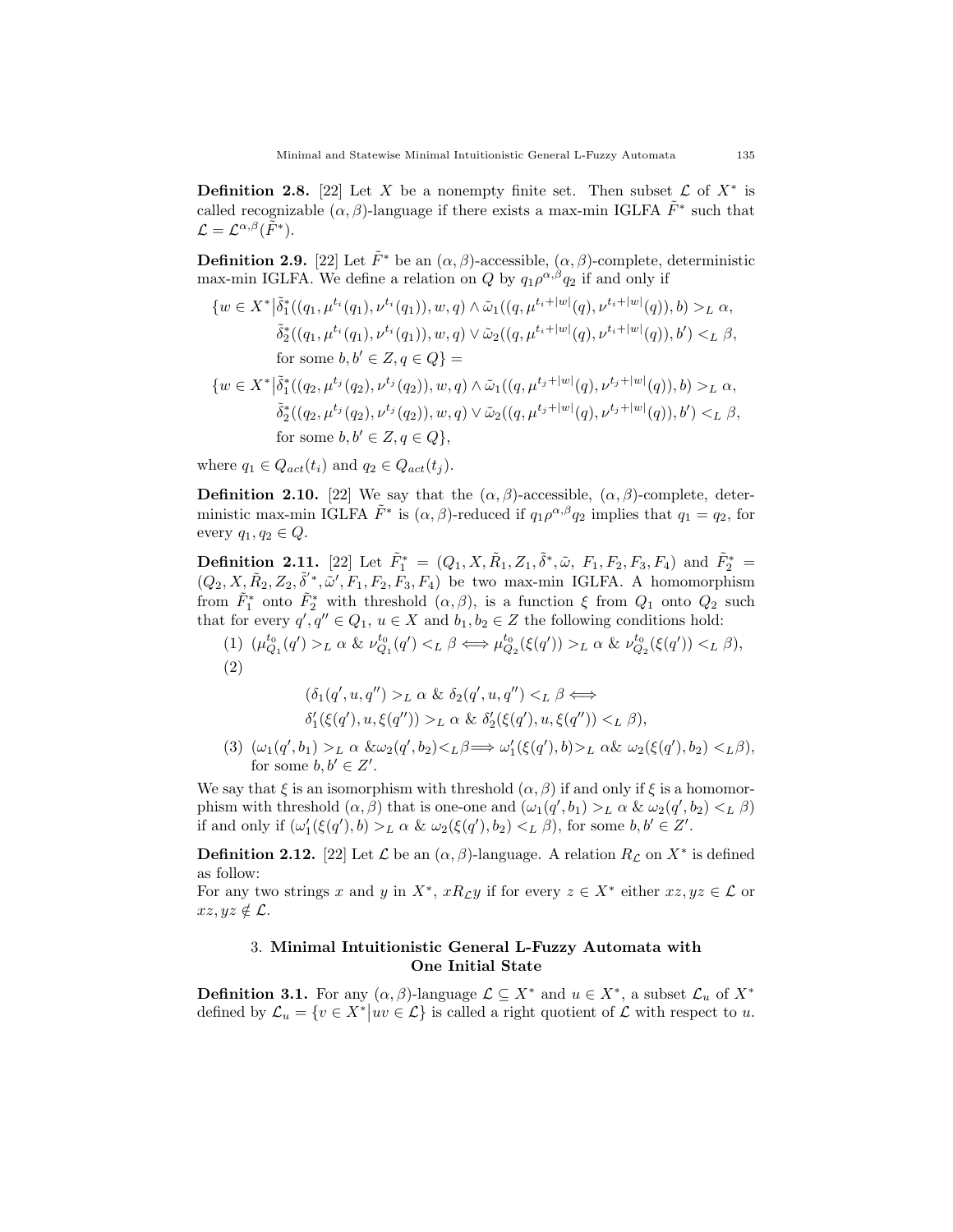**Definition 2.8.** [22] Let $X$ be a nonempty finite set. Then subset $\mathcal{L}$ of $X^*$ is called recognizable $(\alpha, \beta)$-language if there exists a max-min IGLFA $\tilde{F}^*$ such that $\mathcal{L} = \mathcal{L}^{\alpha,\beta}(\tilde{F}^*)$.

**Definition 2.9.** [22] Let $\tilde{F}^*$ be an $(\alpha, \beta)$-accessible, $(\alpha, \beta)$-complete, deterministic max-min IGLFA. We define a relation on $Q$ by $q_1 \rho^{\alpha,\beta} q_2$ if and only if

$$
\begin{aligned}
\{w \in X^* \big| &\tilde{\delta}_1^*((q_1, \mu^{t_i}(q_1), \nu^{t_i}(q_1)), w, q) \wedge \tilde{\omega}_1((q, \mu^{t_i+|w|}(q), \nu^{t_i+|w|}(q)), b) >_L \alpha, \\
&\tilde{\delta}_2^*((q_1, \mu^{t_i}(q_1), \nu^{t_i}(q_1)), w, q) \vee \tilde{\omega}_2((q, \mu^{t_i+|w|}(q), \nu^{t_i+|w|}(q)), b') <_L \beta, \\
&\text{for some } b, b' \in Z, q \in Q\} = \\
\{w \in X^* \big| &\tilde{\delta}_1^*((q_2, \mu^{t_j}(q_2), \nu^{t_j}(q_2)), w, q) \wedge \tilde{\omega}_1((q, \mu^{t_j+|w|}(q), \nu^{t_j+|w|}(q)), b) >_L \alpha, \\
&\tilde{\delta}_2^*((q_2, \mu^{t_j}(q_2), \nu^{t_j}(q_2)), w, q) \vee \tilde{\omega}_2((q, \mu^{t_j+|w|}(q), \nu^{t_j+|w|}(q)), b') <_L \beta, \\
&\text{for some } b, b' \in Z, q \in Q\},
\end{aligned}
$$

where $q_1 \in Q_{act}(t_i)$ and $q_2 \in Q_{act}(t_j)$.

**Definition 2.10.** [22] We say that the $(\alpha, \beta)$-accessible, $(\alpha, \beta)$-complete, deterministic max-min IGLFA $\tilde{F}^*$ is $(\alpha, \beta)$-reduced if $q_1 \rho^{\alpha,\beta} q_2$ implies that $q_1 = q_2$, for every $q_1, q_2 \in Q$.

**Definition 2.11.** [22] Let $\tilde{F}_1^* = (Q_1, X, \tilde{R}_1, Z_1, \tilde{\delta}^*, \tilde{\omega}, F_1, F_2, F_3, F_4)$ and $\tilde{F}_2^* = (Q_2, X, \tilde{R}_2, Z_2, \tilde{\delta}'^*, \tilde{\omega}', F_1, F_2, F_3, F_4)$ be two max-min IGLFA. A homomorphism from $\tilde{F}_1^*$ onto $\tilde{F}_2^*$ with threshold $(\alpha, \beta)$, is a function $\xi$ from $Q_1$ onto $Q_2$ such that for every $q', q'' \in Q_1$, $u \in X$ and $b_1, b_2 \in Z$ the following conditions hold:

(1) $(\mu_{Q_1}^{t_0}(q') >_L \alpha \ \& \ \nu_{Q_1}^{t_0}(q') <_L \beta \Longleftrightarrow \mu_{Q_2}^{t_0}(\xi(q')) >_L \alpha \ \& \ \nu_{Q_2}^{t_0}(\xi(q')) <_L \beta)$,

(2)

$$
\begin{aligned}
&(\delta_1(q', u, q'') >_L \alpha \ \& \ \delta_2(q', u, q'') <_L \beta \Longleftrightarrow \\
&\delta_1'(\xi(q'), u, \xi(q'')) >_L \alpha \ \& \ \delta_2'(\xi(q'), u, \xi(q'')) <_L \beta),
\end{aligned}
$$

(3) $(\omega_1(q', b_1) >_L \alpha \ \& \omega_2(q', b_2) <_L \beta \Longrightarrow \omega_1'(\xi(q'), b) >_L \alpha \& \ \omega_2(\xi(q'), b_2) <_L \beta)$, for some $b, b' \in Z'$.

We say that $\xi$ is an isomorphism with threshold $(\alpha, \beta)$ if and only if $\xi$ is a homomorphism with threshold $(\alpha, \beta)$ that is one-one and $(\omega_1(q', b_1) >_L \alpha \ \& \ \omega_2(q', b_2) <_L \beta)$ if and only if $(\omega_1'(\xi(q'), b) >_L \alpha \ \& \ \omega_2(\xi(q'), b_2) <_L \beta)$, for some $b, b' \in Z'$.

**Definition 2.12.** [22] Let $\mathcal{L}$ be an $(\alpha, \beta)$-language. A relation $R_{\mathcal{L}}$ on $X^*$ is defined as follow:
For any two strings $x$ and $y$ in $X^*$, $xR_{\mathcal{L}}y$ if for every $z \in X^*$ either $xz, yz \in \mathcal{L}$ or $xz, yz \notin \mathcal{L}$.

## 3. Minimal Intuitionistic General L-Fuzzy Automata with One Initial State

**Definition 3.1.** For any $(\alpha, \beta)$-language $\mathcal{L} \subseteq X^*$ and $u \in X^*$, a subset $\mathcal{L}_u$ of $X^*$ defined by $\mathcal{L}_u = \{v \in X^* \big| uv \in \mathcal{L}\}$ is called a right quotient of $\mathcal{L}$ with respect to $u$.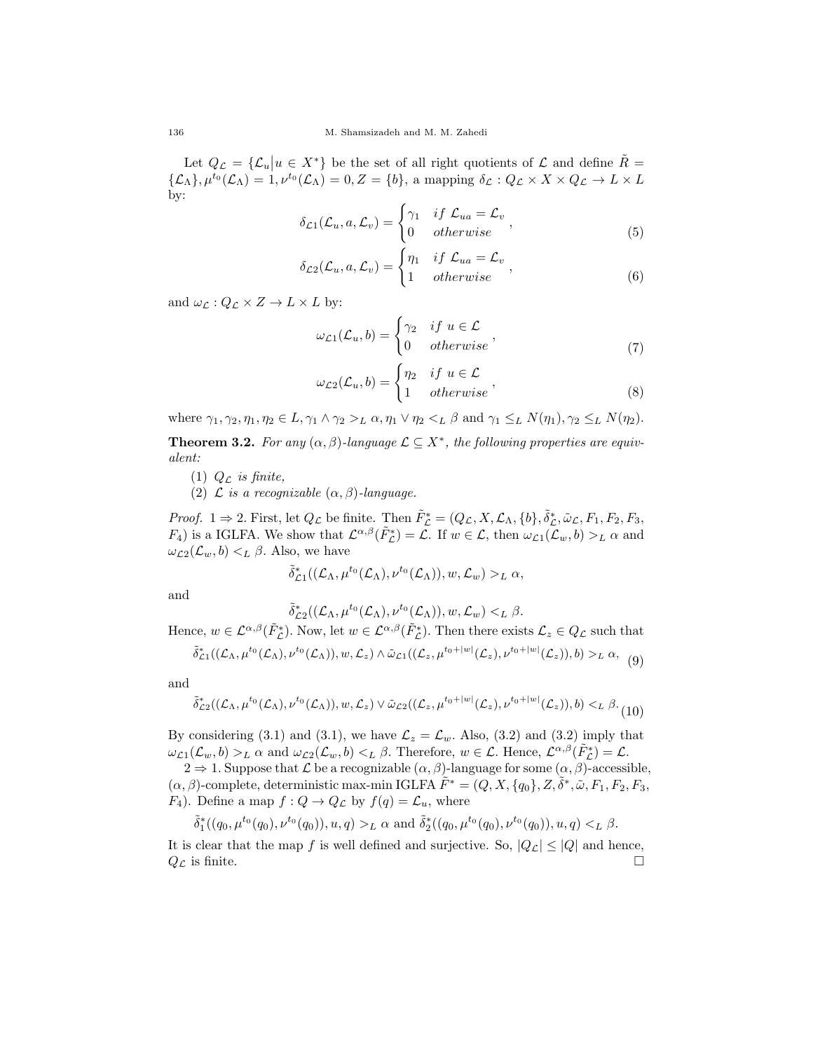Let $Q_{\mathcal{L}} = \{\mathcal{L}_u \big| u \in X^*\}$ be the set of all right quotients of $\mathcal{L}$ and define $\tilde{R} = \{\mathcal{L}_\Lambda\}, \mu^{t_0}(\mathcal{L}_\Lambda) = 1, \nu^{t_0}(\mathcal{L}_\Lambda) = 0, Z = \{b\}$, a mapping $\delta_{\mathcal{L}} : Q_{\mathcal{L}} \times X \times Q_{\mathcal{L}} \to L \times L$ by:

$$\delta_{\mathcal{L}1}(\mathcal{L}_u, a, \mathcal{L}_v) = \begin{cases} \gamma_1 & if\ \mathcal{L}_{ua} = \mathcal{L}_v \\ 0 & otherwise \end{cases}, \tag{5}$$

$$\delta_{\mathcal{L}2}(\mathcal{L}_u, a, \mathcal{L}_v) = \begin{cases} \eta_1 & if\ \mathcal{L}_{ua} = \mathcal{L}_v \\ 1 & otherwise \end{cases}, \tag{6}$$

and $\omega_{\mathcal{L}} : Q_{\mathcal{L}} \times Z \to L \times L$ by:

$$\omega_{\mathcal{L}1}(\mathcal{L}_u, b) = \begin{cases} \gamma_2 & if\ u \in \mathcal{L} \\ 0 & otherwise \end{cases}, \tag{7}$$

$$\omega_{\mathcal{L}2}(\mathcal{L}_u, b) = \begin{cases} \eta_2 & if\ u \in \mathcal{L} \\ 1 & otherwise \end{cases}, \tag{8}$$

where $\gamma_1, \gamma_2, \eta_1, \eta_2 \in L, \gamma_1 \wedge \gamma_2 >_L \alpha, \eta_1 \vee \eta_2 <_L \beta$ and $\gamma_1 \leq_L N(\eta_1), \gamma_2 \leq_L N(\eta_2)$.

**Theorem 3.2.** *For any $(\alpha, \beta)$-language $\mathcal{L} \subseteq X^*$, the following properties are equivalent:*

(1) *$Q_{\mathcal{L}}$ is finite,*

(2) *$\mathcal{L}$ is a recognizable $(\alpha, \beta)$-language.*

*Proof.* $1 \Rightarrow 2$. First, let $Q_{\mathcal{L}}$ be finite. Then $\tilde{F}^*_{\mathcal{L}} = (Q_{\mathcal{L}}, X, \mathcal{L}_\Lambda, \{b\}, \tilde{\delta}^*_{\mathcal{L}}, \tilde{\omega}_{\mathcal{L}}, F_1, F_2, F_3, F_4)$ is a IGLFA. We show that $\mathcal{L}^{\alpha,\beta}(\tilde{F}^*_{\mathcal{L}}) = \mathcal{L}$. If $w \in \mathcal{L}$, then $\omega_{\mathcal{L}1}(\mathcal{L}_w, b) >_L \alpha$ and $\omega_{\mathcal{L}2}(\mathcal{L}_w, b) <_L \beta$. Also, we have

$$\tilde{\delta}^*_{\mathcal{L}1}((\mathcal{L}_\Lambda, \mu^{t_0}(\mathcal{L}_\Lambda), \nu^{t_0}(\mathcal{L}_\Lambda)), w, \mathcal{L}_w) >_L \alpha,$$

and

$$\tilde{\delta}^*_{\mathcal{L}2}((\mathcal{L}_\Lambda, \mu^{t_0}(\mathcal{L}_\Lambda), \nu^{t_0}(\mathcal{L}_\Lambda)), w, \mathcal{L}_w) <_L \beta.$$

Hence, $w \in \mathcal{L}^{\alpha,\beta}(\tilde{F}^*_{\mathcal{L}})$. Now, let $w \in \mathcal{L}^{\alpha,\beta}(\tilde{F}^*_{\mathcal{L}})$. Then there exists $\mathcal{L}_z \in Q_{\mathcal{L}}$ such that

$$\tilde{\delta}^*_{\mathcal{L}1}((\mathcal{L}_\Lambda, \mu^{t_0}(\mathcal{L}_\Lambda), \nu^{t_0}(\mathcal{L}_\Lambda)), w, \mathcal{L}_z) \wedge \tilde{\omega}_{\mathcal{L}1}((\mathcal{L}_z, \mu^{t_0+|w|}(\mathcal{L}_z), \nu^{t_0+|w|}(\mathcal{L}_z)), b) >_L \alpha, \tag{9}$$

and

$$\tilde{\delta}^*_{\mathcal{L}2}((\mathcal{L}_\Lambda, \mu^{t_0}(\mathcal{L}_\Lambda), \nu^{t_0}(\mathcal{L}_\Lambda)), w, \mathcal{L}_z) \vee \tilde{\omega}_{\mathcal{L}2}((\mathcal{L}_z, \mu^{t_0+|w|}(\mathcal{L}_z), \nu^{t_0+|w|}(\mathcal{L}_z)), b) <_L \beta. \tag{10}$$

By considering (3.1) and (3.1), we have $\mathcal{L}_z = \mathcal{L}_w$. Also, (3.2) and (3.2) imply that $\omega_{\mathcal{L}1}(\mathcal{L}_w, b) >_L \alpha$ and $\omega_{\mathcal{L}2}(\mathcal{L}_w, b) <_L \beta$. Therefore, $w \in \mathcal{L}$. Hence, $\mathcal{L}^{\alpha,\beta}(\tilde{F}^*_{\mathcal{L}}) = \mathcal{L}$.

$2 \Rightarrow 1$. Suppose that $\mathcal{L}$ be a recognizable $(\alpha, \beta)$-language for some $(\alpha, \beta)$-accessible, $(\alpha, \beta)$-complete, deterministic max-min IGLFA $\tilde{F}^* = (Q, X, \{q_0\}, Z, \tilde{\delta}^*, \tilde{\omega}, F_1, F_2, F_3, F_4)$. Define a map $f : Q \to Q_{\mathcal{L}}$ by $f(q) = \mathcal{L}_u$, where

$$\tilde{\delta}^*_1((q_0, \mu^{t_0}(q_0), \nu^{t_0}(q_0)), u, q) >_L \alpha \text{ and } \tilde{\delta}^*_2((q_0, \mu^{t_0}(q_0), \nu^{t_0}(q_0)), u, q) <_L \beta.$$

It is clear that the map $f$ is well defined and surjective. So, $|Q_{\mathcal{L}}| \leq |Q|$ and hence, $Q_{\mathcal{L}}$ is finite. $\square$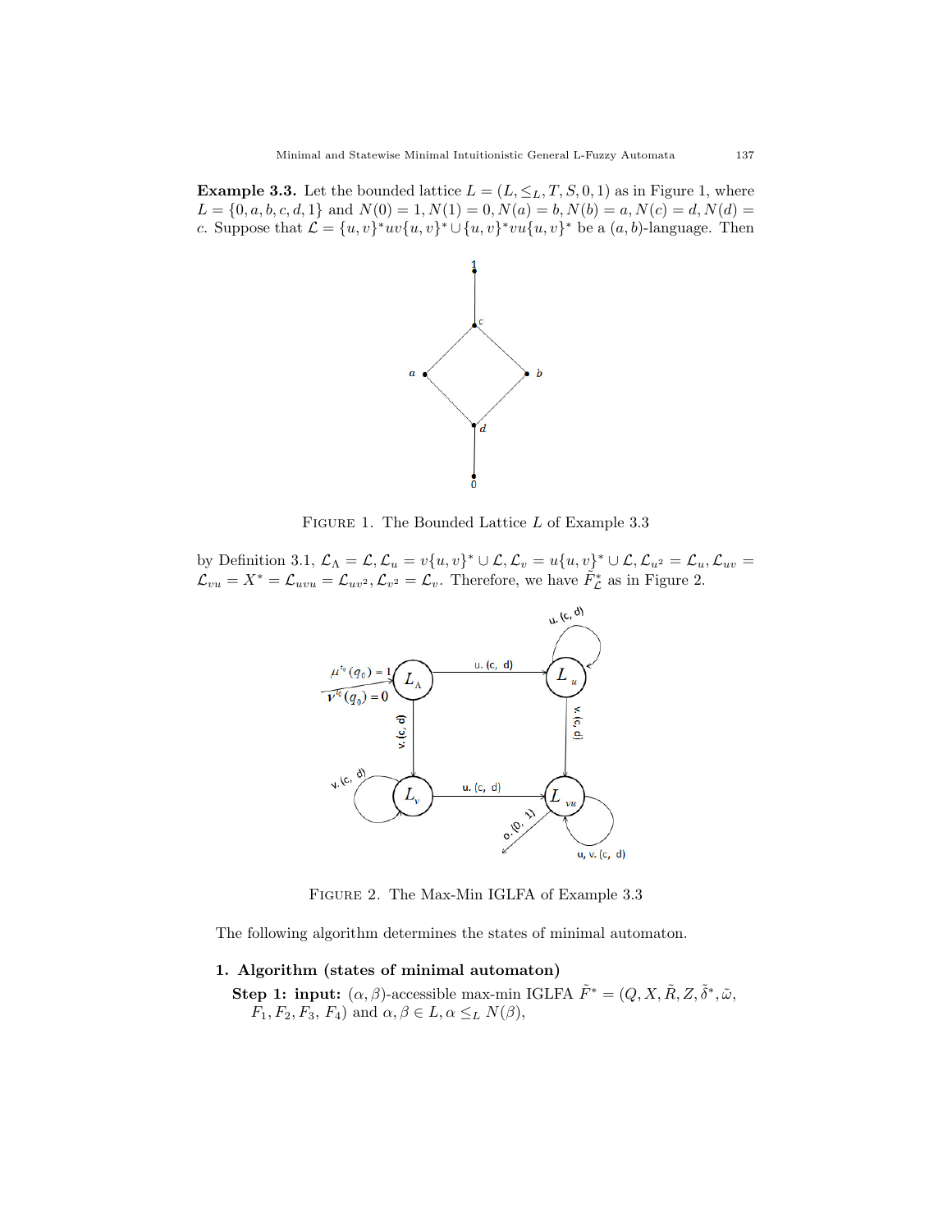**Example 3.3.** Let the bounded lattice $L = (L, \leq_L, T, S, 0, 1)$ as in Figure 1, where $L = \{0, a, b, c, d, 1\}$ and $N(0) = 1, N(1) = 0, N(a) = b, N(b) = a, N(c) = d, N(d) = c$. Suppose that $\mathcal{L} = \{u, v\}^* uv\{u, v\}^* \cup \{u, v\}^* vu\{u, v\}^*$ be a $(a, b)$-language. Then

FIGURE 1. The Bounded Lattice $L$ of Example 3.3

by Definition 3.1, $\mathcal{L}_\Lambda = \mathcal{L}, \mathcal{L}_u = v\{u, v\}^* \cup \mathcal{L}, \mathcal{L}_v = u\{u, v\}^* \cup \mathcal{L}, \mathcal{L}_{u^2} = \mathcal{L}_u, \mathcal{L}_{uv} = \mathcal{L}_{vu} = X^* = \mathcal{L}_{uvu} = \mathcal{L}_{uv^2}, \mathcal{L}_{v^2} = \mathcal{L}_v$. Therefore, we have $\tilde{F}^*_{\mathcal{L}}$ as in Figure 2.

FIGURE 2. The Max-Min IGLFA of Example 3.3

The following algorithm determines the states of minimal automaton.

**1. Algorithm (states of minimal automaton)**

**Step 1: input:** $(\alpha, \beta)$-accessible max-min IGLFA $\tilde{F}^* = (Q, X, \tilde{R}, Z, \tilde{\delta}^*, \tilde{\omega}, F_1, F_2, F_3, F_4)$ and $\alpha, \beta \in L, \alpha \leq_L N(\beta)$,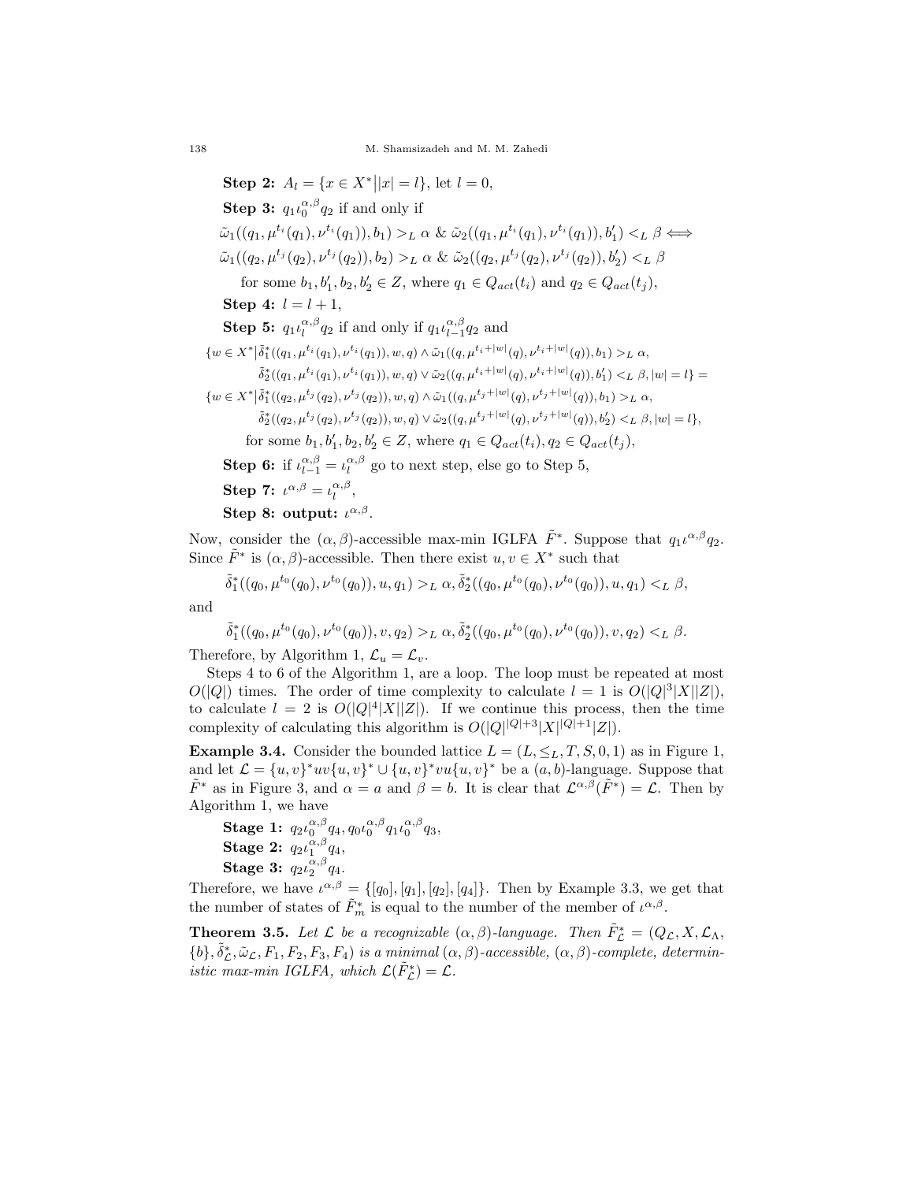**Step 2:** $A_l = \{x \in X^* \big| |x| = l\}$, let $l = 0$,

**Step 3:** $q_1 \iota_0^{\alpha,\beta} q_2$ if and only if

$\tilde{\omega}_1((q_1, \mu^{t_i}(q_1), \nu^{t_i}(q_1)), b_1) >_L \alpha$ & $\tilde{\omega}_2((q_1, \mu^{t_i}(q_1), \nu^{t_i}(q_1)), b_1') <_L \beta \Longleftrightarrow$

$\tilde{\omega}_1((q_2, \mu^{t_j}(q_2), \nu^{t_j}(q_2)), b_2) >_L \alpha$ & $\tilde{\omega}_2((q_2, \mu^{t_j}(q_2), \nu^{t_j}(q_2)), b_2') <_L \beta$

for some $b_1, b_1', b_2, b_2' \in Z$, where $q_1 \in Q_{act}(t_i)$ and $q_2 \in Q_{act}(t_j)$,

**Step 4:** $l = l + 1$,

**Step 5:** $q_1 \iota_l^{\alpha,\beta} q_2$ if and only if $q_1 \iota_{l-1}^{\alpha,\beta} q_2$ and

$$\{w \in X^* \big| \tilde{\delta}_1^*((q_1, \mu^{t_i}(q_1), \nu^{t_i}(q_1)), w, q) \wedge \tilde{\omega}_1((q, \mu^{t_i+|w|}(q), \nu^{t_i+|w|}(q)), b_1) >_L \alpha,$$
$$\tilde{\delta}_2^*((q_1, \mu^{t_i}(q_1), \nu^{t_i}(q_1)), w, q) \vee \tilde{\omega}_2((q, \mu^{t_i+|w|}(q), \nu^{t_i+|w|}(q)), b_1') <_L \beta, |w| = l\} =$$
$$\{w \in X^* \big| \tilde{\delta}_1^*((q_2, \mu^{t_j}(q_2), \nu^{t_j}(q_2)), w, q) \wedge \tilde{\omega}_1((q, \mu^{t_j+|w|}(q), \nu^{t_j+|w|}(q)), b_1) >_L \alpha,$$
$$\tilde{\delta}_2^*((q_2, \mu^{t_j}(q_2), \nu^{t_j}(q_2)), w, q) \vee \tilde{\omega}_2((q, \mu^{t_j+|w|}(q), \nu^{t_j+|w|}(q)), b_2') <_L \beta, |w| = l\},$$

for some $b_1, b_1', b_2, b_2' \in Z$, where $q_1 \in Q_{act}(t_i), q_2 \in Q_{act}(t_j)$,

**Step 6:** if $\iota_{l-1}^{\alpha,\beta} = \iota_l^{\alpha,\beta}$ go to next step, else go to Step 5,

**Step 7:** $\iota^{\alpha,\beta} = \iota_l^{\alpha,\beta}$,

**Step 8: output:** $\iota^{\alpha,\beta}$.

Now, consider the $(\alpha, \beta)$-accessible max-min IGLFA $\tilde{F}^*$. Suppose that $q_1 \iota^{\alpha,\beta} q_2$. Since $\tilde{F}^*$ is $(\alpha, \beta)$-accessible. Then there exist $u, v \in X^*$ such that

$$\tilde{\delta}_1^*((q_0, \mu^{t_0}(q_0), \nu^{t_0}(q_0)), u, q_1) >_L \alpha, \tilde{\delta}_2^*((q_0, \mu^{t_0}(q_0), \nu^{t_0}(q_0)), u, q_1) <_L \beta,$$

and

$$\tilde{\delta}_1^*((q_0, \mu^{t_0}(q_0), \nu^{t_0}(q_0)), v, q_2) >_L \alpha, \tilde{\delta}_2^*((q_0, \mu^{t_0}(q_0), \nu^{t_0}(q_0)), v, q_2) <_L \beta.$$

Therefore, by Algorithm 1, $\mathcal{L}_u = \mathcal{L}_v$.

Steps 4 to 6 of the Algorithm 1, are a loop. The loop must be repeated at most $O(|Q|)$ times. The order of time complexity to calculate $l = 1$ is $O(|Q|^3|X||Z|)$, to calculate $l = 2$ is $O(|Q|^4|X||Z|)$. If we continue this process, then the time complexity of calculating this algorithm is $O(|Q|^{|Q|+3}|X|^{|Q|+1}|Z|)$.

**Example 3.4.** Consider the bounded lattice $L = (L, \leq_L, T, S, 0, 1)$ as in Figure 1, and let $\mathcal{L} = \{u, v\}^* uv \{u, v\}^* \cup \{u, v\}^* vu \{u, v\}^*$ be a $(a, b)$-language. Suppose that $\tilde{F}^*$ as in Figure 3, and $\alpha = a$ and $\beta = b$. It is clear that $\mathcal{L}^{\alpha,\beta}(\tilde{F}^*) = \mathcal{L}$. Then by Algorithm 1, we have

**Stage 1:** $q_2 \iota_0^{\alpha,\beta} q_4, q_0 \iota_0^{\alpha,\beta} q_1 \iota_0^{\alpha,\beta} q_3$,
**Stage 2:** $q_2 \iota_1^{\alpha,\beta} q_4$,
**Stage 3:** $q_2 \iota_2^{\alpha,\beta} q_4$.

Therefore, we have $\iota^{\alpha,\beta} = \{[q_0], [q_1], [q_2], [q_4]\}$. Then by Example 3.3, we get that the number of states of $\tilde{F}_m^*$ is equal to the number of the member of $\iota^{\alpha,\beta}$.

**Theorem 3.5.** *Let $\mathcal{L}$ be a recognizable $(\alpha, \beta)$-language. Then $\tilde{F}_{\mathcal{L}}^* = (Q_{\mathcal{L}}, X, \mathcal{L}_\Lambda, \{b\}, \tilde{\delta}_{\mathcal{L}}^*, \tilde{\omega}_{\mathcal{L}}, F_1, F_2, F_3, F_4)$ is a minimal $(\alpha, \beta)$-accessible, $(\alpha, \beta)$-complete, deterministic max-min IGLFA, which $\mathcal{L}(\tilde{F}_{\mathcal{L}}^*) = \mathcal{L}$.*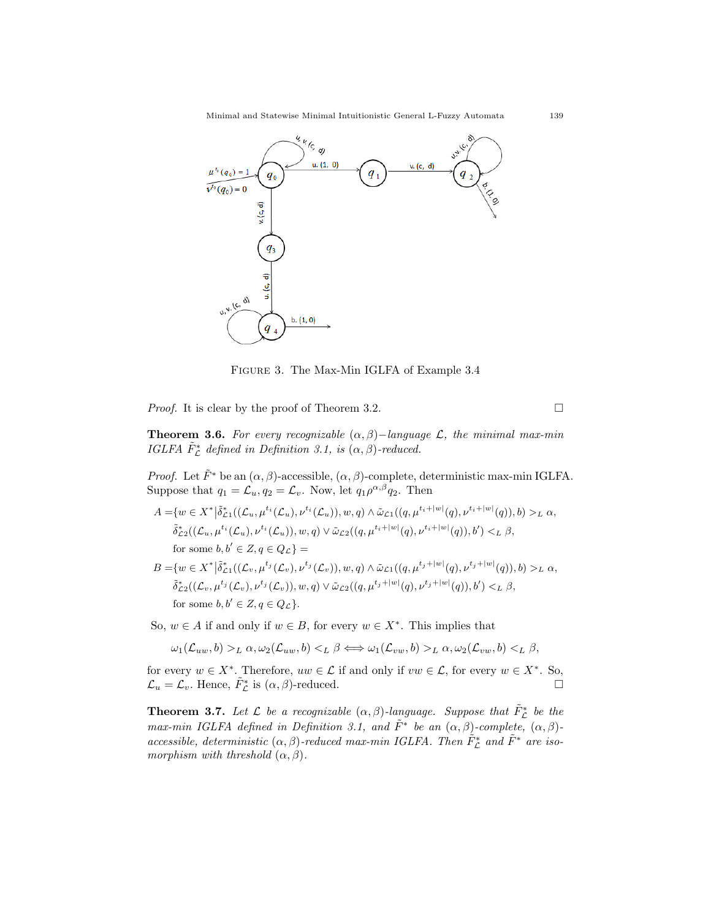FIGURE 3. The Max-Min IGLFA of Example 3.4

*Proof.* It is clear by the proof of Theorem 3.2. $\square$

**Theorem 3.6.** *For every recognizable $(\alpha, \beta)-$language $\mathcal{L}$, the minimal max-min IGLFA $\tilde{F}^*_{\mathcal{L}}$ defined in Definition 3.1, is $(\alpha, \beta)$-reduced.*

*Proof.* Let $\tilde{F}^*$ be an $(\alpha, \beta)$-accessible, $(\alpha, \beta)$-complete, deterministic max-min IGLFA. Suppose that $q_1 = \mathcal{L}_u, q_2 = \mathcal{L}_v$. Now, let $q_1 \rho^{\alpha,\beta} q_2$. Then

$$
\begin{aligned}
A =&\{w \in X^* \big| \tilde{\delta}^*_{\mathcal{L}1}((\mathcal{L}_u, \mu^{t_i}(\mathcal{L}_u), \nu^{t_i}(\mathcal{L}_u)), w, q) \wedge \tilde{\omega}_{\mathcal{L}1}((q, \mu^{t_i+|w|}(q), \nu^{t_i+|w|}(q)), b) >_L \alpha, \\
&\tilde{\delta}^*_{\mathcal{L}2}((\mathcal{L}_u, \mu^{t_i}(\mathcal{L}_u), \nu^{t_i}(\mathcal{L}_u)), w, q) \vee \tilde{\omega}_{\mathcal{L}2}((q, \mu^{t_i+|w|}(q), \nu^{t_i+|w|}(q)), b') <_L \beta, \\
&\text{for some } b, b' \in Z, q \in Q_{\mathcal{L}}\} = \\
B =&\{w \in X^* \big| \tilde{\delta}^*_{\mathcal{L}1}((\mathcal{L}_v, \mu^{t_j}(\mathcal{L}_v), \nu^{t_j}(\mathcal{L}_v)), w, q) \wedge \tilde{\omega}_{\mathcal{L}1}((q, \mu^{t_j+|w|}(q), \nu^{t_j+|w|}(q)), b) >_L \alpha, \\
&\tilde{\delta}^*_{\mathcal{L}2}((\mathcal{L}_v, \mu^{t_j}(\mathcal{L}_v), \nu^{t_j}(\mathcal{L}_v)), w, q) \vee \tilde{\omega}_{\mathcal{L}2}((q, \mu^{t_j+|w|}(q), \nu^{t_j+|w|}(q)), b') <_L \beta, \\
&\text{for some } b, b' \in Z, q \in Q_{\mathcal{L}}\}.
\end{aligned}
$$

So, $w \in A$ if and only if $w \in B$, for every $w \in X^*$. This implies that

$$\omega_1(\mathcal{L}_{uw}, b) >_L \alpha, \omega_2(\mathcal{L}_{uw}, b) <_L \beta \Longleftrightarrow \omega_1(\mathcal{L}_{vw}, b) >_L \alpha, \omega_2(\mathcal{L}_{vw}, b) <_L \beta,$$

for every $w \in X^*$. Therefore, $uw \in \mathcal{L}$ if and only if $vw \in \mathcal{L}$, for every $w \in X^*$. So, $\mathcal{L}_u = \mathcal{L}_v$. Hence, $\tilde{F}^*_{\mathcal{L}}$ is $(\alpha, \beta)$-reduced. $\square$

**Theorem 3.7.** *Let $\mathcal{L}$ be a recognizable $(\alpha, \beta)$-language. Suppose that $\tilde{F}^*_{\mathcal{L}}$ be the max-min IGLFA defined in Definition 3.1, and $\tilde{F}^*$ be an $(\alpha, \beta)$-complete, $(\alpha, \beta)$-accessible, deterministic $(\alpha, \beta)$-reduced max-min IGLFA. Then $\tilde{F}^*_{\mathcal{L}}$ and $\tilde{F}^*$ are isomorphism with threshold $(\alpha, \beta)$.*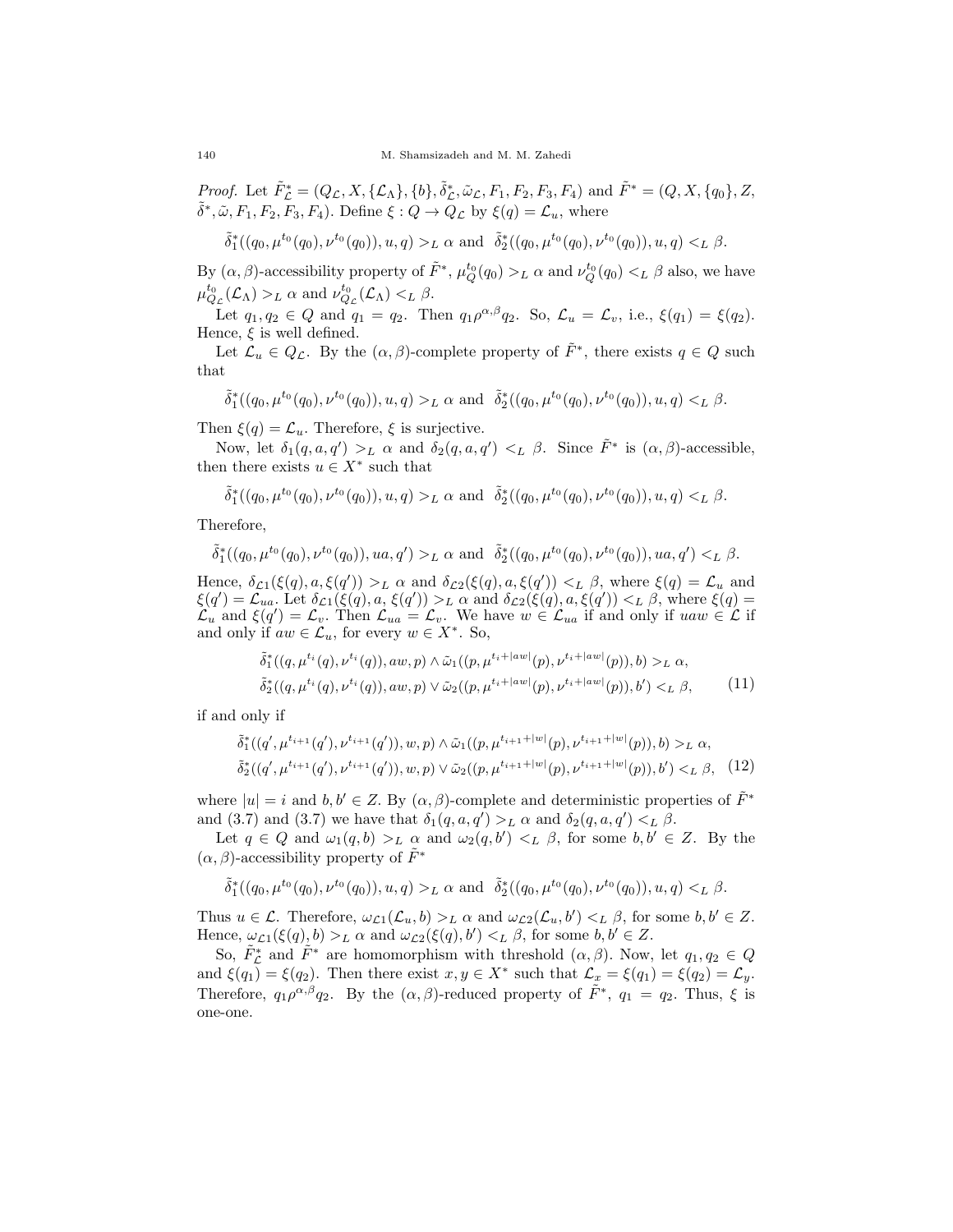*Proof.* Let $\tilde{F}^*_{\mathcal{L}} = (Q_{\mathcal{L}}, X, \{\mathcal{L}_\Lambda\}, \{b\}, \tilde{\delta}^*_{\mathcal{L}}, \tilde{\omega}_{\mathcal{L}}, F_1, F_2, F_3, F_4)$ and $\tilde{F}^* = (Q, X, \{q_0\}, Z, \tilde{\delta}^*, \tilde{\omega}, F_1, F_2, F_3, F_4)$. Define $\xi : Q \to Q_{\mathcal{L}}$ by $\xi(q) = \mathcal{L}_u$, where

$$\tilde{\delta}^*_1((q_0, \mu^{t_0}(q_0), \nu^{t_0}(q_0)), u, q) >_L \alpha \text{ and } \tilde{\delta}^*_2((q_0, \mu^{t_0}(q_0), \nu^{t_0}(q_0)), u, q) <_L \beta.$$

By $(\alpha, \beta)$-accessibility property of $\tilde{F}^*$, $\mu^{t_0}_Q(q_0) >_L \alpha$ and $\nu^{t_0}_Q(q_0) <_L \beta$ also, we have $\mu^{t_0}_{Q_{\mathcal{L}}}(\mathcal{L}_\Lambda) >_L \alpha$ and $\nu^{t_0}_{Q_{\mathcal{L}}}(\mathcal{L}_\Lambda) <_L \beta$.

Let $q_1, q_2 \in Q$ and $q_1 = q_2$. Then $q_1 \rho^{\alpha,\beta} q_2$. So, $\mathcal{L}_u = \mathcal{L}_v$, i.e., $\xi(q_1) = \xi(q_2)$. Hence, $\xi$ is well defined.

Let $\mathcal{L}_u \in Q_{\mathcal{L}}$. By the $(\alpha, \beta)$-complete property of $\tilde{F}^*$, there exists $q \in Q$ such that

$$\tilde{\delta}^*_1((q_0, \mu^{t_0}(q_0), \nu^{t_0}(q_0)), u, q) >_L \alpha \text{ and } \tilde{\delta}^*_2((q_0, \mu^{t_0}(q_0), \nu^{t_0}(q_0)), u, q) <_L \beta.$$

Then $\xi(q) = \mathcal{L}_u$. Therefore, $\xi$ is surjective.

Now, let $\delta_1(q, a, q') >_L \alpha$ and $\delta_2(q, a, q') <_L \beta$. Since $\tilde{F}^*$ is $(\alpha, \beta)$-accessible, then there exists $u \in X^*$ such that

$$\tilde{\delta}^*_1((q_0, \mu^{t_0}(q_0), \nu^{t_0}(q_0)), u, q) >_L \alpha \text{ and } \tilde{\delta}^*_2((q_0, \mu^{t_0}(q_0), \nu^{t_0}(q_0)), u, q) <_L \beta.$$

Therefore,

$$\tilde{\delta}^*_1((q_0, \mu^{t_0}(q_0), \nu^{t_0}(q_0)), ua, q') >_L \alpha \text{ and } \tilde{\delta}^*_2((q_0, \mu^{t_0}(q_0), \nu^{t_0}(q_0)), ua, q') <_L \beta.$$

Hence, $\delta_{\mathcal{L}1}(\xi(q), a, \xi(q')) >_L \alpha$ and $\delta_{\mathcal{L}2}(\xi(q), a, \xi(q')) <_L \beta$, where $\xi(q) = \mathcal{L}_u$ and $\xi(q') = \mathcal{L}_{ua}$. Let $\delta_{\mathcal{L}1}(\xi(q), a, \xi(q')) >_L \alpha$ and $\delta_{\mathcal{L}2}(\xi(q), a, \xi(q')) <_L \beta$, where $\xi(q) = \mathcal{L}_u$ and $\xi(q') = \mathcal{L}_v$. Then $\mathcal{L}_{ua} = \mathcal{L}_v$. We have $w \in \mathcal{L}_{ua}$ if and only if $uaw \in \mathcal{L}$ if and only if $aw \in \mathcal{L}_u$, for every $w \in X^*$. So,

$$\begin{aligned}
&\tilde{\delta}^*_1((q, \mu^{t_i}(q), \nu^{t_i}(q)), aw, p) \wedge \tilde{\omega}_1((p, \mu^{t_i+|aw|}(p), \nu^{t_i+|aw|}(p)), b) >_L \alpha, \\
&\tilde{\delta}^*_2((q, \mu^{t_i}(q), \nu^{t_i}(q)), aw, p) \vee \tilde{\omega}_2((p, \mu^{t_i+|aw|}(p), \nu^{t_i+|aw|}(p)), b') <_L \beta,
\end{aligned} \tag{11}$$

if and only if

$$\begin{aligned}
&\tilde{\delta}^*_1((q', \mu^{t_{i+1}}(q'), \nu^{t_{i+1}}(q')), w, p) \wedge \tilde{\omega}_1((p, \mu^{t_{i+1}+|w|}(p), \nu^{t_{i+1}+|w|}(p)), b) >_L \alpha, \\
&\tilde{\delta}^*_2((q', \mu^{t_{i+1}}(q'), \nu^{t_{i+1}}(q')), w, p) \vee \tilde{\omega}_2((p, \mu^{t_{i+1}+|w|}(p), \nu^{t_{i+1}+|w|}(p)), b') <_L \beta,
\end{aligned} \tag{12}$$

where $|u| = i$ and $b, b' \in Z$. By $(\alpha, \beta)$-complete and deterministic properties of $\tilde{F}^*$ and (3.7) and (3.7) we have that $\delta_1(q, a, q') >_L \alpha$ and $\delta_2(q, a, q') <_L \beta$.

Let $q \in Q$ and $\omega_1(q, b) >_L \alpha$ and $\omega_2(q, b') <_L \beta$, for some $b, b' \in Z$. By the $(\alpha, \beta)$-accessibility property of $\tilde{F}^*$

$$\tilde{\delta}^*_1((q_0, \mu^{t_0}(q_0), \nu^{t_0}(q_0)), u, q) >_L \alpha \text{ and } \tilde{\delta}^*_2((q_0, \mu^{t_0}(q_0), \nu^{t_0}(q_0)), u, q) <_L \beta.$$

Thus $u \in \mathcal{L}$. Therefore, $\omega_{\mathcal{L}1}(\mathcal{L}_u, b) >_L \alpha$ and $\omega_{\mathcal{L}2}(\mathcal{L}_u, b') <_L \beta$, for some $b, b' \in Z$. Hence, $\omega_{\mathcal{L}1}(\xi(q), b) >_L \alpha$ and $\omega_{\mathcal{L}2}(\xi(q), b') <_L \beta$, for some $b, b' \in Z$.

So, $\tilde{F}^*_{\mathcal{L}}$ and $\tilde{F}^*$ are homomorphism with threshold $(\alpha, \beta)$. Now, let $q_1, q_2 \in Q$ and $\xi(q_1) = \xi(q_2)$. Then there exist $x, y \in X^*$ such that $\mathcal{L}_x = \xi(q_1) = \xi(q_2) = \mathcal{L}_y$. Therefore, $q_1 \rho^{\alpha,\beta} q_2$. By the $(\alpha, \beta)$-reduced property of $\tilde{F}^*$, $q_1 = q_2$. Thus, $\xi$ is one-one.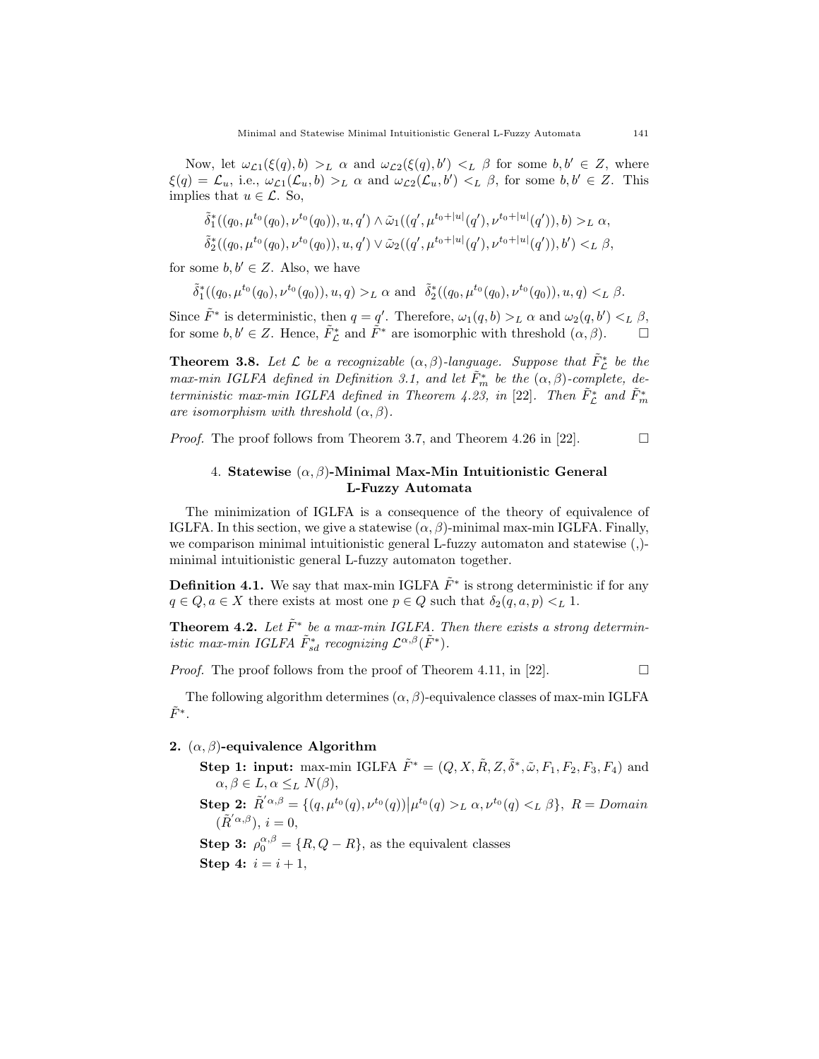Now, let $\omega_{\mathcal{L}1}(\xi(q), b) >_L \alpha$ and $\omega_{\mathcal{L}2}(\xi(q), b') <_L \beta$ for some $b, b' \in Z$, where $\xi(q) = \mathcal{L}_u$, i.e., $\omega_{\mathcal{L}1}(\mathcal{L}_u, b) >_L \alpha$ and $\omega_{\mathcal{L}2}(\mathcal{L}_u, b') <_L \beta$, for some $b, b' \in Z$. This implies that $u \in \mathcal{L}$. So,

$$\tilde{\delta}_1^*((q_0, \mu^{t_0}(q_0), \nu^{t_0}(q_0)), u, q') \wedge \tilde{\omega}_1((q', \mu^{t_0+|u|}(q'), \nu^{t_0+|u|}(q')), b) >_L \alpha,$$

$$\tilde{\delta}_2^*((q_0, \mu^{t_0}(q_0), \nu^{t_0}(q_0)), u, q') \vee \tilde{\omega}_2((q', \mu^{t_0+|u|}(q'), \nu^{t_0+|u|}(q')), b') <_L \beta,$$

for some $b, b' \in Z$. Also, we have

$$\tilde{\delta}_1^*((q_0, \mu^{t_0}(q_0), \nu^{t_0}(q_0)), u, q) >_L \alpha \text{ and } \tilde{\delta}_2^*((q_0, \mu^{t_0}(q_0), \nu^{t_0}(q_0)), u, q) <_L \beta.$$

Since $\tilde{F}^*$ is deterministic, then $q = q'$. Therefore, $\omega_1(q, b) >_L \alpha$ and $\omega_2(q, b') <_L \beta$, for some $b, b' \in Z$. Hence, $\tilde{F}^*_{\mathcal{L}}$ and $\tilde{F}^*$ are isomorphic with threshold $(\alpha, \beta)$. $\square$

**Theorem 3.8.** *Let $\mathcal{L}$ be a recognizable $(\alpha, \beta)$-language. Suppose that $\tilde{F}^*_{\mathcal{L}}$ be the max-min IGLFA defined in Definition 3.1, and let $\tilde{F}^*_m$ be the $(\alpha, \beta)$-complete, deterministic max-min IGLFA defined in Theorem 4.23, in* [22]. *Then $\tilde{F}^*_{\mathcal{L}}$ and $\tilde{F}^*_m$ are isomorphism with threshold $(\alpha, \beta)$.*

*Proof.* The proof follows from Theorem 3.7, and Theorem 4.26 in [22]. $\square$

## 4. Statewise $(\alpha, \beta)$-Minimal Max-Min Intuitionistic General L-Fuzzy Automata

The minimization of IGLFA is a consequence of the theory of equivalence of IGLFA. In this section, we give a statewise $(\alpha, \beta)$-minimal max-min IGLFA. Finally, we comparison minimal intuitionistic general L-fuzzy automaton and statewise (,)-minimal intuitionistic general L-fuzzy automaton together.

**Definition 4.1.** We say that max-min IGLFA $\tilde{F}^*$ is strong deterministic if for any $q \in Q, a \in X$ there exists at most one $p \in Q$ such that $\delta_2(q, a, p) <_L 1$.

**Theorem 4.2.** *Let $\tilde{F}^*$ be a max-min IGLFA. Then there exists a strong deterministic max-min IGLFA $\tilde{F}^*_{sd}$ recognizing $\mathcal{L}^{\alpha,\beta}(\tilde{F}^*)$.*

*Proof.* The proof follows from the proof of Theorem 4.11, in [22]. $\square$

The following algorithm determines $(\alpha, \beta)$-equivalence classes of max-min IGLFA $\tilde{F}^*$.

**2. $(\alpha, \beta)$-equivalence Algorithm**

- **Step 1: input:** max-min IGLFA $\tilde{F}^* = (Q, X, \tilde{R}, Z, \tilde{\delta}^*, \tilde{\omega}, F_1, F_2, F_3, F_4)$ and $\alpha, \beta \in L, \alpha \leq_L N(\beta)$,
- **Step 2:** $\tilde{R}'^{\alpha,\beta} = \{(q, \mu^{t_0}(q), \nu^{t_0}(q)) \big| \mu^{t_0}(q) >_L \alpha, \nu^{t_0}(q) <_L \beta\}$, $R = Domain$ $(\tilde{R}'^{\alpha,\beta})$, $i = 0$,
- **Step 3:** $\rho_0^{\alpha,\beta} = \{R, Q - R\}$, as the equivalent classes
- **Step 4:** $i = i + 1$,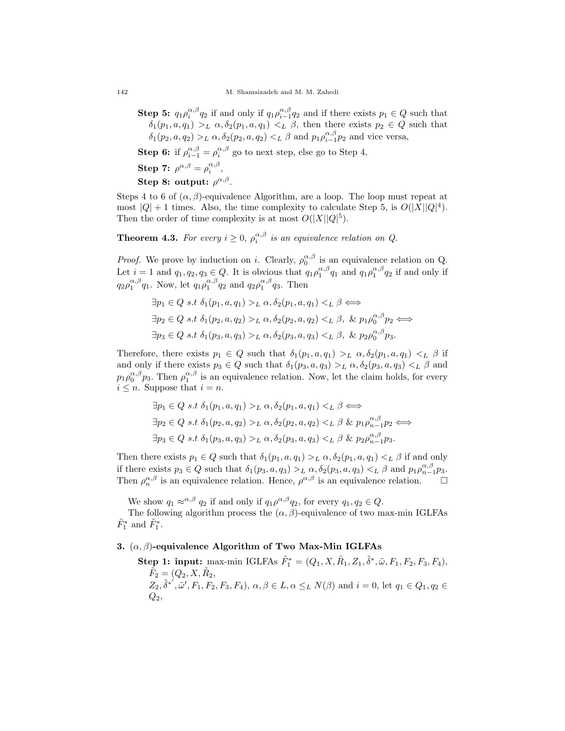**Step 5:** $q_1\rho_i^{\alpha,\beta}q_2$ if and only if $q_1\rho_{i-1}^{\alpha,\beta}q_2$ and if there exists $p_1 \in Q$ such that $\delta_1(p_1, a, q_1) >_L \alpha, \delta_2(p_1, a, q_1) <_L \beta$, then there exists $p_2 \in Q$ such that $\delta_1(p_2, a, q_2) >_L \alpha, \delta_2(p_2, a, q_2) <_L \beta$ and $p_1\rho_{i-1}^{\alpha,\beta}p_2$ and vice versa,

**Step 6:** if $\rho_{i-1}^{\alpha,\beta} = \rho_i^{\alpha,\beta}$ go to next step, else go to Step 4,

**Step 7:** $\rho^{\alpha,\beta} = \rho_i^{\alpha,\beta}$,

**Step 8: output:** $\rho^{\alpha,\beta}$.

Steps 4 to 6 of $(\alpha, \beta)$-equivalence Algorithm, are a loop. The loop must repeat at most $|Q| + 1$ times. Also, the time complexity to calculate Step 5, is $O(|X||Q|^4)$. Then the order of time complexity is at most $O(|X||Q|^5)$.

**Theorem 4.3.** *For every $i \geq 0$, $\rho_i^{\alpha,\beta}$ is an equivalence relation on $Q$.*

*Proof.* We prove by induction on $i$. Clearly, $\rho_0^{\alpha,\beta}$ is an equivalence relation on Q. Let $i = 1$ and $q_1, q_2, q_3 \in Q$. It is obvious that $q_1\rho_1^{\alpha,\beta}q_1$ and $q_1\rho_1^{\alpha,\beta}q_2$ if and only if $q_2\rho_1^{\alpha,\beta}q_1$. Now, let $q_1\rho_1^{\alpha,\beta}q_2$ and $q_2\rho_1^{\alpha,\beta}q_3$. Then

$$\exists p_1 \in Q \ s.t \ \delta_1(p_1, a, q_1) >_L \alpha, \delta_2(p_1, a, q_1) <_L \beta \Longleftrightarrow$$
$$\exists p_2 \in Q \ s.t \ \delta_1(p_2, a, q_2) >_L \alpha, \delta_2(p_2, a, q_2) <_L \beta, \ \& \ p_1\rho_0^{\alpha,\beta}p_2 \Longleftrightarrow$$
$$\exists p_3 \in Q \ s.t \ \delta_1(p_3, a, q_3) >_L \alpha, \delta_2(p_3, a, q_3) <_L \beta, \ \& \ p_2\rho_0^{\alpha,\beta}p_3.$$

Therefore, there exists $p_1 \in Q$ such that $\delta_1(p_1, a, q_1) >_L \alpha, \delta_2(p_1, a, q_1) <_L \beta$ if and only if there exists $p_3 \in Q$ such that $\delta_1(p_3, a, q_3) >_L \alpha, \delta_2(p_3, a, q_3) <_L \beta$ and $p_1\rho_0^{\alpha,\beta}p_3$. Then $\rho_1^{\alpha,\beta}$ is an equivalence relation. Now, let the claim holds, for every $i \leq n$. Suppose that $i = n$.

$$\exists p_1 \in Q \ s.t \ \delta_1(p_1, a, q_1) >_L \alpha, \delta_2(p_1, a, q_1) <_L \beta \Longleftrightarrow$$
$$\exists p_2 \in Q \ s.t \ \delta_1(p_2, a, q_2) >_L \alpha, \delta_2(p_2, a, q_2) <_L \beta \ \& \ p_1\rho_{n-1}^{\alpha,\beta}p_2 \Longleftrightarrow$$
$$\exists p_3 \in Q \ s.t \ \delta_1(p_3, a, q_3) >_L \alpha, \delta_2(p_3, a, q_3) <_L \beta \ \& \ p_2\rho_{n-1}^{\alpha,\beta}p_3.$$

Then there exists $p_1 \in Q$ such that $\delta_1(p_1, a, q_1) >_L \alpha, \delta_2(p_1, a, q_1) <_L \beta$ if and only if there exists $p_3 \in Q$ such that $\delta_1(p_3, a, q_3) >_L \alpha, \delta_2(p_3, a, q_3) <_L \beta$ and $p_1\rho_{n-1}^{\alpha,\beta}p_3$. Then $\rho_n^{\alpha,\beta}$ is an equivalence relation. Hence, $\rho^{\alpha,\beta}$ is an equivalence relation. $\square$

We show $q_1 \approx^{\alpha,\beta} q_2$ if and only if $q_1\rho^{\alpha,\beta}q_2$, for every $q_1, q_2 \in Q$.

The following algorithm process the $(\alpha, \beta)$-equivalence of two max-min IGLFAs $\tilde{F}_1^*$ and $\tilde{F}_1^*$.

**3. $(\alpha, \beta)$-equivalence Algorithm of Two Max-Min IGLFAs**

**Step 1: input:** max-min IGLFAs $\tilde{F}_1^* = (Q_1, X, \tilde{R}_1, Z_1, \tilde{\delta}^*, \tilde{\omega}, F_1, F_2, F_3, F_4)$, $\tilde{F}_2 = (Q_2, X, \tilde{R}_2,$ $Z_2, \tilde{\delta}^{*'}, \tilde{\omega}', F_1, F_2, F_3, F_4)$, $\alpha, \beta \in L, \alpha \leq_L N(\beta)$ and $i = 0$, let $q_1 \in Q_1, q_2 \in Q_2$,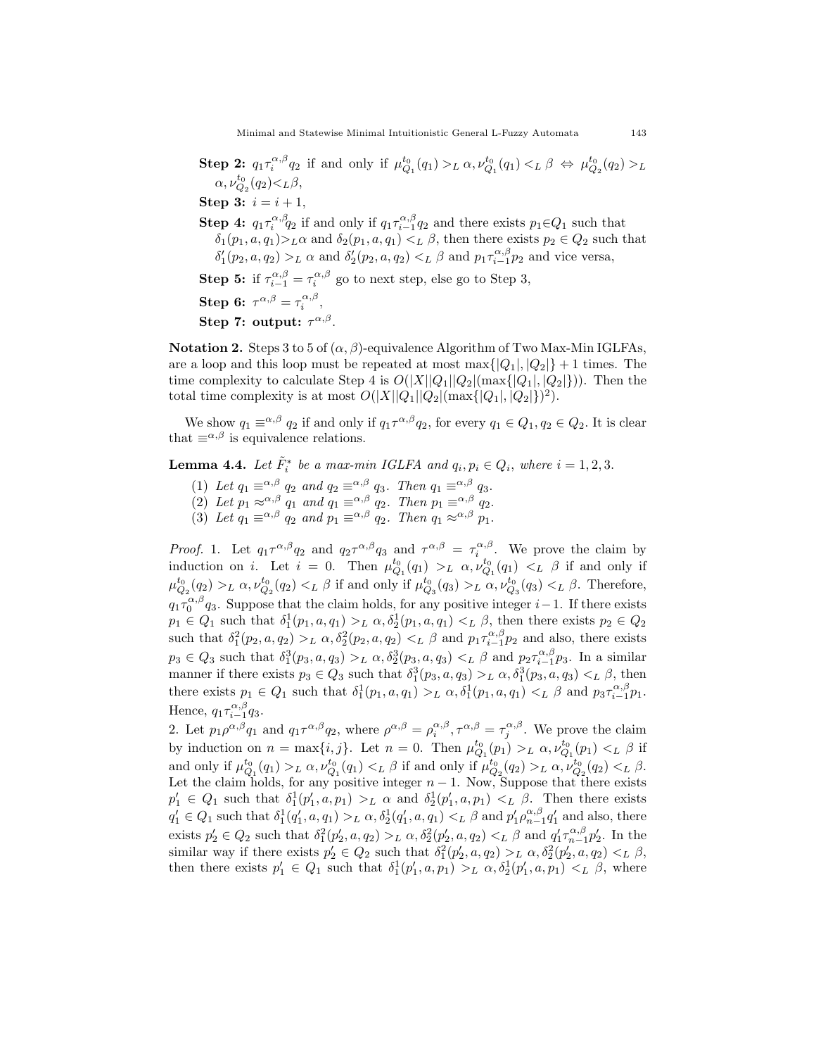**Step 2:** $q_1\tau_i^{\alpha,\beta}q_2$ if and only if $\mu_{Q_1}^{t_0}(q_1) >_L \alpha, \nu_{Q_1}^{t_0}(q_1) <_L \beta \Leftrightarrow \mu_{Q_2}^{t_0}(q_2) >_L \alpha, \nu_{Q_2}^{t_0}(q_2) <_L \beta$,

**Step 3:** $i = i + 1$,

**Step 4:** $q_1\tau_i^{\alpha,\beta}q_2$ if and only if $q_1\tau_{i-1}^{\alpha,\beta}q_2$ and there exists $p_1 \in Q_1$ such that $\delta_1(p_1, a, q_1) >_L \alpha$ and $\delta_2(p_1, a, q_1) <_L \beta$, then there exists $p_2 \in Q_2$ such that $\delta_1'(p_2, a, q_2) >_L \alpha$ and $\delta_2'(p_2, a, q_2) <_L \beta$ and $p_1\tau_{i-1}^{\alpha,\beta}p_2$ and vice versa,

**Step 5:** if $\tau_{i-1}^{\alpha,\beta} = \tau_i^{\alpha,\beta}$ go to next step, else go to Step 3,

**Step 6:** $\tau^{\alpha,\beta} = \tau_i^{\alpha,\beta}$,

**Step 7: output:** $\tau^{\alpha,\beta}$.

**Notation 2.** Steps 3 to 5 of $(\alpha, \beta)$-equivalence Algorithm of Two Max-Min IGLFAs, are a loop and this loop must be repeated at most $\max\{|Q_1|, |Q_2|\} + 1$ times. The time complexity to calculate Step 4 is $O(|X||Q_1||Q_2|(\max\{|Q_1|, |Q_2|\}))$. Then the total time complexity is at most $O(|X||Q_1||Q_2|(\max\{|Q_1|, |Q_2|\})^2)$.

We show $q_1 \equiv^{\alpha,\beta} q_2$ if and only if $q_1\tau^{\alpha,\beta}q_2$, for every $q_1 \in Q_1, q_2 \in Q_2$. It is clear that $\equiv^{\alpha,\beta}$ is equivalence relations.

**Lemma 4.4.** *Let $\tilde{F}_i^*$ be a max-min IGLFA and $q_i, p_i \in Q_i$, where $i = 1, 2, 3$.*

(1) *Let $q_1 \equiv^{\alpha,\beta} q_2$ and $q_2 \equiv^{\alpha,\beta} q_3$. Then $q_1 \equiv^{\alpha,\beta} q_3$.*
(2) *Let $p_1 \approx^{\alpha,\beta} q_1$ and $q_1 \equiv^{\alpha,\beta} q_2$. Then $p_1 \equiv^{\alpha,\beta} q_2$.*
(3) *Let $q_1 \equiv^{\alpha,\beta} q_2$ and $p_1 \equiv^{\alpha,\beta} q_2$. Then $q_1 \approx^{\alpha,\beta} p_1$.*

*Proof.* 1. Let $q_1\tau^{\alpha,\beta}q_2$ and $q_2\tau^{\alpha,\beta}q_3$ and $\tau^{\alpha,\beta} = \tau_i^{\alpha,\beta}$. We prove the claim by induction on $i$. Let $i = 0$. Then $\mu_{Q_1}^{t_0}(q_1) >_L \alpha, \nu_{Q_1}^{t_0}(q_1) <_L \beta$ if and only if $\mu_{Q_2}^{t_0}(q_2) >_L \alpha, \nu_{Q_2}^{t_0}(q_2) <_L \beta$ if and only if $\mu_{Q_3}^{t_0}(q_3) >_L \alpha, \nu_{Q_3}^{t_0}(q_3) <_L \beta$. Therefore, $q_1\tau_0^{\alpha,\beta}q_3$. Suppose that the claim holds, for any positive integer $i-1$. If there exists $p_1 \in Q_1$ such that $\delta_1^1(p_1, a, q_1) >_L \alpha, \delta_2^1(p_1, a, q_1) <_L \beta$, then there exists $p_2 \in Q_2$ such that $\delta_1^2(p_2, a, q_2) >_L \alpha, \delta_2^2(p_2, a, q_2) <_L \beta$ and $p_1\tau_{i-1}^{\alpha,\beta}p_2$ and also, there exists $p_3 \in Q_3$ such that $\delta_1^3(p_3, a, q_3) >_L \alpha, \delta_2^3(p_3, a, q_3) <_L \beta$ and $p_2\tau_{i-1}^{\alpha,\beta}p_3$. In a similar manner if there exists $p_3 \in Q_3$ such that $\delta_1^3(p_3, a, q_3) >_L \alpha, \delta_1^3(p_3, a, q_3) <_L \beta$, then there exists $p_1 \in Q_1$ such that $\delta_1^1(p_1, a, q_1) >_L \alpha, \delta_1^1(p_1, a, q_1) <_L \beta$ and $p_3\tau_{i-1}^{\alpha,\beta}p_1$. Hence, $q_1\tau_{i-1}^{\alpha,\beta}q_3$.

2. Let $p_1\rho^{\alpha,\beta}q_1$ and $q_1\tau^{\alpha,\beta}q_2$, where $\rho^{\alpha,\beta} = \rho_i^{\alpha,\beta}, \tau^{\alpha,\beta} = \tau_j^{\alpha,\beta}$. We prove the claim by induction on $n = \max\{i, j\}$. Let $n = 0$. Then $\mu_{Q_1}^{t_0}(p_1) >_L \alpha, \nu_{Q_1}^{t_0}(p_1) <_L \beta$ if and only if $\mu_{Q_1}^{t_0}(q_1) >_L \alpha, \nu_{Q_1}^{t_0}(q_1) <_L \beta$ if and only if $\mu_{Q_2}^{t_0}(q_2) >_L \alpha, \nu_{Q_2}^{t_0}(q_2) <_L \beta$. Let the claim holds, for any positive integer $n-1$. Now, Suppose that there exists $p_1' \in Q_1$ such that $\delta_1^1(p_1', a, p_1) >_L \alpha$ and $\delta_2^1(p_1', a, p_1) <_L \beta$. Then there exists $q_1' \in Q_1$ such that $\delta_1^1(q_1', a, q_1) >_L \alpha, \delta_2^1(q_1', a, q_1) <_L \beta$ and $p_1'\rho_{n-1}^{\alpha,\beta}q_1'$ and also, there exists $p_2' \in Q_2$ such that $\delta_1^2(p_2', a, q_2) >_L \alpha, \delta_2^2(p_2', a, q_2) <_L \beta$ and $q_1'\tau_{n-1}^{\alpha,\beta}p_2'$. In the similar way if there exists $p_2' \in Q_2$ such that $\delta_1^2(p_2', a, q_2) >_L \alpha, \delta_2^2(p_2', a, q_2) <_L \beta$, then there exists $p_1' \in Q_1$ such that $\delta_1^1(p_1', a, p_1) >_L \alpha, \delta_2^1(p_1', a, p_1) <_L \beta$, where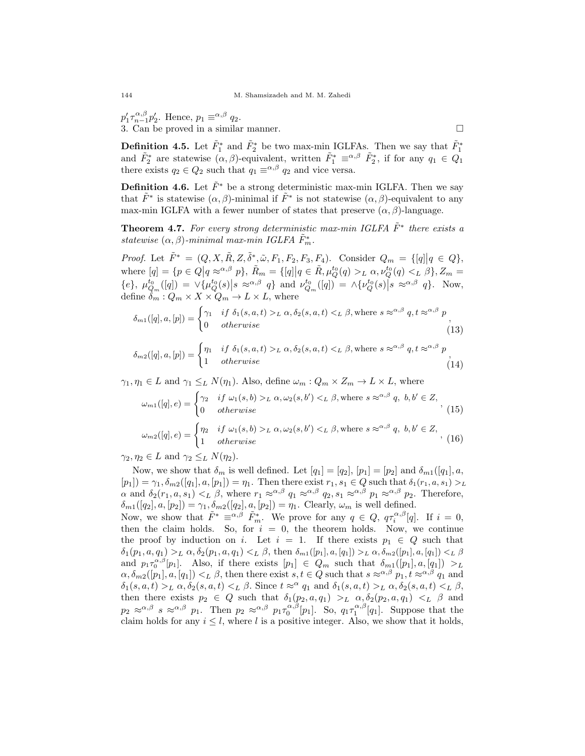$p_1'\tau_{n-1}^{\alpha,\beta}p_2'$. Hence, $p_1 \equiv^{\alpha,\beta} q_2$.
3. Can be proved in a similar manner. $\square$

**Definition 4.5.** Let $\tilde{F}_1^*$ and $\tilde{F}_2^*$ be two max-min IGLFAs. Then we say that $\tilde{F}_1^*$ and $\tilde{F}_2^*$ are statewise $(\alpha, \beta)$-equivalent, written $\tilde{F}_1^* \equiv^{\alpha,\beta} \tilde{F}_2^*$, if for any $q_1 \in Q_1$ there exists $q_2 \in Q_2$ such that $q_1 \equiv^{\alpha,\beta} q_2$ and vice versa.

**Definition 4.6.** Let $\tilde{F}^*$ be a strong deterministic max-min IGLFA. Then we say that $\tilde{F}^*$ is statewise $(\alpha, \beta)$-minimal if $\tilde{F}^*$ is not statewise $(\alpha, \beta)$-equivalent to any max-min IGLFA with a fewer number of states that preserve $(\alpha, \beta)$-language.

**Theorem 4.7.** *For every strong deterministic max-min IGLFA $\tilde{F}^*$ there exists a statewise $(\alpha, \beta)$-minimal max-min IGLFA $\tilde{F}_m^*$.*

*Proof.* Let $\tilde{F}^* = (Q, X, \tilde{R}, Z, \tilde{\delta}^*, \tilde{\omega}, F_1, F_2, F_3, F_4)$. Consider $Q_m = \{[q] \mid q \in Q\}$, where $[q] = \{p \in Q \mid q \approx^{\alpha,\beta} p\}$, $\tilde{R}_m = \{[q] \mid q \in \tilde{R}, \mu_Q^{t_0}(q) >_L \alpha, \nu_Q^{t_0}(q) <_L \beta\}$, $Z_m = \{e\}$, $\mu_{Q_m}^{t_0}([q]) = \vee\{\mu_Q^{t_0}(s) \mid s \approx^{\alpha,\beta} q\}$ and $\nu_{Q_m}^{t_0}([q]) = \wedge\{\nu_Q^{t_0}(s) \mid s \approx^{\alpha,\beta} q\}$. Now, define $\delta_m : Q_m \times X \times Q_m \to L \times L$, where

$$\delta_{m1}([q], a, [p]) = \begin{cases} \gamma_1 & if\ \delta_1(s, a, t) >_L \alpha, \delta_2(s, a, t) <_L \beta, \text{where } s \approx^{\alpha,\beta} q, t \approx^{\alpha,\beta} p \\ 0 & otherwise \end{cases}, \tag{13}$$

$$\delta_{m2}([q], a, [p]) = \begin{cases} \eta_1 & if\ \delta_1(s, a, t) >_L \alpha, \delta_2(s, a, t) <_L \beta, \text{where } s \approx^{\alpha,\beta} q, t \approx^{\alpha,\beta} p \\ 1 & otherwise \end{cases}, \tag{14}$$

$\gamma_1, \eta_1 \in L$ and $\gamma_1 \leq_L N(\eta_1)$. Also, define $\omega_m : Q_m \times Z_m \to L \times L$, where

$$\omega_{m1}([q], e) = \begin{cases} \gamma_2 & if\ \omega_1(s, b) >_L \alpha, \omega_2(s, b') <_L \beta, \text{where } s \approx^{\alpha,\beta} q,\ b, b' \in Z, \\ 0 & otherwise \end{cases}, \tag{15}$$

$$\omega_{m2}([q], e) = \begin{cases} \eta_2 & if\ \omega_1(s, b) >_L \alpha, \omega_2(s, b') <_L \beta, \text{where } s \approx^{\alpha,\beta} q,\ b, b' \in Z, \\ 1 & otherwise \end{cases}, \tag{16}$$

$\gamma_2, \eta_2 \in L$ and $\gamma_2 \leq_L N(\eta_2)$.

Now, we show that $\delta_m$ is well defined. Let $[q_1] = [q_2]$, $[p_1] = [p_2]$ and $\delta_{m1}([q_1], a, [p_1]) = \gamma_1, \delta_{m2}([q_1], a, [p_1]) = \eta_1$. Then there exist $r_1, s_1 \in Q$ such that $\delta_1(r_1, a, s_1) >_L \alpha$ and $\delta_2(r_1, a, s_1) <_L \beta$, where $r_1 \approx^{\alpha,\beta} q_1 \approx^{\alpha,\beta} q_2, s_1 \approx^{\alpha,\beta} p_1 \approx^{\alpha,\beta} p_2$. Therefore, $\delta_{m1}([q_2], a, [p_2]) = \gamma_1, \delta_{m2}([q_2], a, [p_2]) = \eta_1$. Clearly, $\omega_m$ is well defined.
Now, we show that $\tilde{F}^* \equiv^{\alpha,\beta} \tilde{F}_m^*$. We prove for any $q \in Q$, $q\tau_i^{\alpha,\beta}[q]$. If $i = 0$, then the claim holds. So, for $i = 0$, the theorem holds. Now, we continue the proof by induction on $i$. Let $i = 1$. If there exists $p_1 \in Q$ such that $\delta_1(p_1, a, q_1) >_L \alpha, \delta_2(p_1, a, q_1) <_L \beta$, then $\delta_{m1}([p_1], a, [q_1]) >_L \alpha, \delta_{m2}([p_1], a, [q_1]) <_L \beta$ and $p_1\tau_0^{\alpha,\beta}[p_1]$. Also, if there exists $[p_1] \in Q_m$ such that $\delta_{m1}([p_1], a, [q_1]) >_L \alpha, \delta_{m2}([p_1], a, [q_1]) <_L \beta$, then there exist $s, t \in Q$ such that $s \approx^{\alpha,\beta} p_1, t \approx^{\alpha,\beta} q_1$ and $\delta_1(s, a, t) >_L \alpha, \delta_2(s, a, t) <_L \beta$. Since $t \approx^{\alpha} q_1$ and $\delta_1(s, a, t) >_L \alpha, \delta_2(s, a, t) <_L \beta$, then there exists $p_2 \in Q$ such that $\delta_1(p_2, a, q_1) >_L \alpha, \delta_2(p_2, a, q_1) <_L \beta$ and $p_2 \approx^{\alpha,\beta} s \approx^{\alpha,\beta} p_1$. Then $p_2 \approx^{\alpha,\beta} p_1\tau_0^{\alpha,\beta}[p_1]$. So, $q_1\tau_1^{\alpha,\beta}[q_1]$. Suppose that the claim holds for any $i \leq l$, where $l$ is a positive integer. Also, we show that it holds,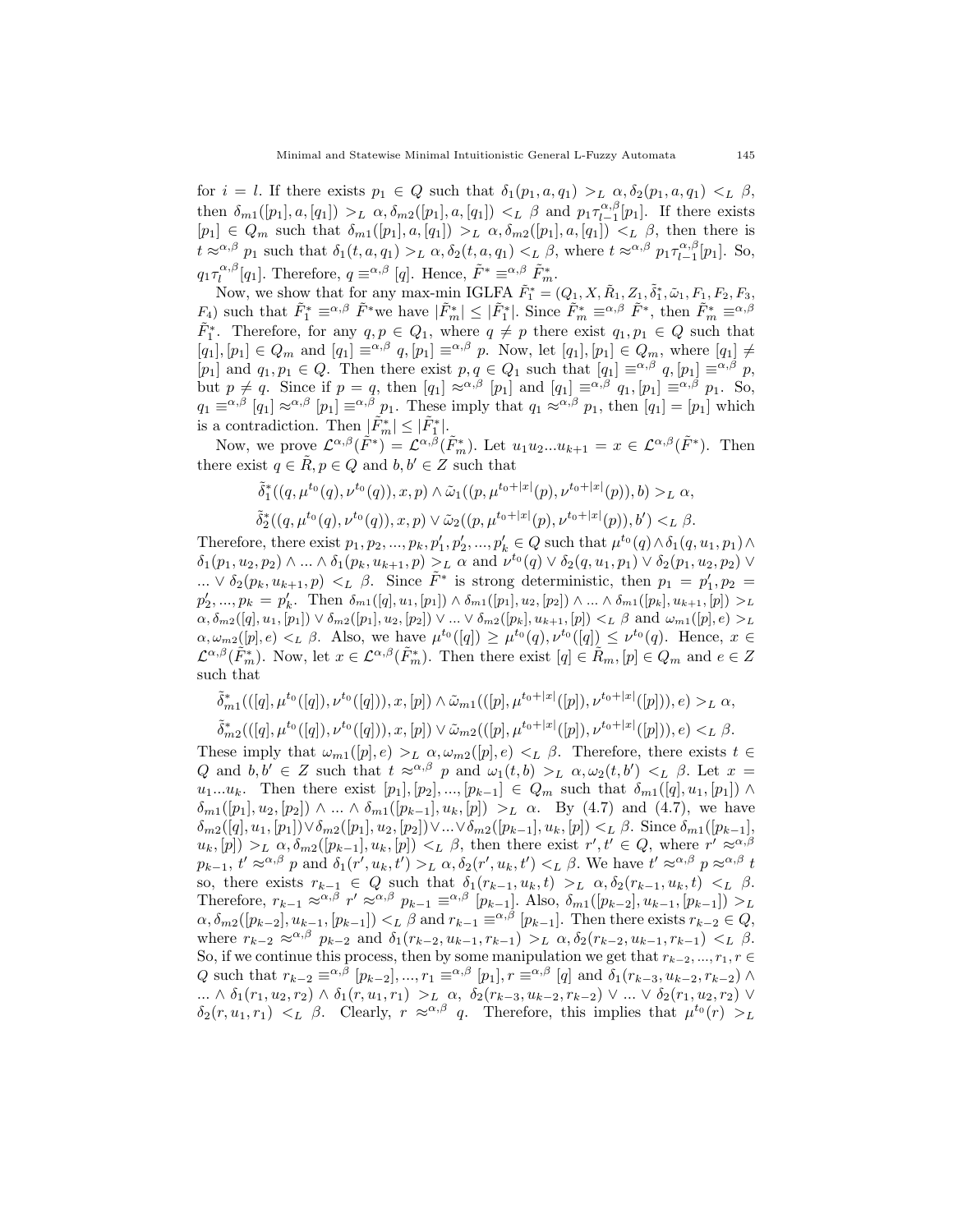for $i = l$. If there exists $p_1 \in Q$ such that $\delta_1(p_1, a, q_1) >_L \alpha, \delta_2(p_1, a, q_1) <_L \beta$, then $\delta_{m1}([p_1], a, [q_1]) >_L \alpha, \delta_{m2}([p_1], a, [q_1]) <_L \beta$ and $p_1 \tau_{l-1}^{\alpha,\beta} [p_1]$. If there exists $[p_1] \in Q_m$ such that $\delta_{m1}([p_1], a, [q_1]) >_L \alpha, \delta_{m2}([p_1], a, [q_1]) <_L \beta$, then there is $t \approx^{\alpha,\beta} p_1$ such that $\delta_1(t, a, q_1) >_L \alpha, \delta_2(t, a, q_1) <_L \beta$, where $t \approx^{\alpha,\beta} p_1 \tau_{l-1}^{\alpha,\beta} [p_1]$. So, $q_1 \tau_l^{\alpha,\beta} [q_1]$. Therefore, $q \equiv^{\alpha,\beta} [q]$. Hence, $\tilde{F}^* \equiv^{\alpha,\beta} \tilde{F}_m^*$.

Now, we show that for any max-min IGLFA $\tilde{F}_1^* = (Q_1, X, \tilde{R}_1, Z_1, \tilde{\delta}_1^*, \tilde{\omega}_1, F_1, F_2, F_3, F_4)$ such that $\tilde{F}_1^* \equiv^{\alpha,\beta} \tilde{F}^*$we have $|\tilde{F}_m^*| \leq |\tilde{F}_1^*|$. Since $\tilde{F}_m^* \equiv^{\alpha,\beta} \tilde{F}^*$, then $\tilde{F}_m^* \equiv^{\alpha,\beta} \tilde{F}_1^*$. Therefore, for any $q, p \in Q_1$, where $q \neq p$ there exist $q_1, p_1 \in Q$ such that $[q_1], [p_1] \in Q_m$ and $[q_1] \equiv^{\alpha,\beta} q, [p_1] \equiv^{\alpha,\beta} p$. Now, let $[q_1], [p_1] \in Q_m$, where $[q_1] \neq [p_1]$ and $q_1, p_1 \in Q$. Then there exist $p, q \in Q_1$ such that $[q_1] \equiv^{\alpha,\beta} q, [p_1] \equiv^{\alpha,\beta} p$, but $p \neq q$. Since if $p = q$, then $[q_1] \approx^{\alpha,\beta} [p_1]$ and $[q_1] \equiv^{\alpha,\beta} q_1, [p_1] \equiv^{\alpha,\beta} p_1$. So, $q_1 \equiv^{\alpha,\beta} [q_1] \approx^{\alpha,\beta} [p_1] \equiv^{\alpha,\beta} p_1$. These imply that $q_1 \approx^{\alpha,\beta} p_1$, then $[q_1] = [p_1]$ which is a contradiction. Then $|\tilde{F}_m^*| \leq |\tilde{F}_1^*|$.

Now, we prove $\mathcal{L}^{\alpha,\beta}(\tilde{F}^*) = \mathcal{L}^{\alpha,\beta}(\tilde{F}_m^*)$. Let $u_1 u_2 ... u_{k+1} = x \in \mathcal{L}^{\alpha,\beta}(\tilde{F}^*)$. Then there exist $q \in \tilde{R}, p \in Q$ and $b, b' \in Z$ such that

$$\tilde{\delta}_1^*((q, \mu^{t_0}(q), \nu^{t_0}(q)), x, p) \wedge \tilde{\omega}_1((p, \mu^{t_0+|x|}(p), \nu^{t_0+|x|}(p)), b) >_L \alpha,$$

$$\tilde{\delta}_2^*((q, \mu^{t_0}(q), \nu^{t_0}(q)), x, p) \vee \tilde{\omega}_2((p, \mu^{t_0+|x|}(p), \nu^{t_0+|x|}(p)), b') <_L \beta.$$

Therefore, there exist $p_1, p_2, ..., p_k, p'_1, p'_2, ..., p'_k \in Q$ such that $\mu^{t_0}(q) \wedge \delta_1(q, u_1, p_1) \wedge \delta_1(p_1, u_2, p_2) \wedge ... \wedge \delta_1(p_k, u_{k+1}, p) >_L \alpha$ and $\nu^{t_0}(q) \vee \delta_2(q, u_1, p_1) \vee \delta_2(p_1, u_2, p_2) \vee ... \vee \delta_2(p_k, u_{k+1}, p) <_L \beta$. Since $\tilde{F}^*$ is strong deterministic, then $p_1 = p'_1, p_2 = p'_2, ..., p_k = p'_k$. Then $\delta_{m1}([q], u_1, [p_1]) \wedge \delta_{m1}([p_1], u_2, [p_2]) \wedge ... \wedge \delta_{m1}([p_k], u_{k+1}, [p]) >_L \alpha, \delta_{m2}([q], u_1, [p_1]) \vee \delta_{m2}([p_1], u_2, [p_2]) \vee ... \vee \delta_{m2}([p_k], u_{k+1}, [p]) <_L \beta$ and $\omega_{m1}([p], e) >_L \alpha, \omega_{m2}([p], e) <_L \beta$. Also, we have $\mu^{t_0}([q]) \geq \mu^{t_0}(q), \nu^{t_0}([q]) \leq \nu^{t_0}(q)$. Hence, $x \in \mathcal{L}^{\alpha,\beta}(\tilde{F}_m^*)$. Now, let $x \in \mathcal{L}^{\alpha,\beta}(\tilde{F}_m^*)$. Then there exist $[q] \in \tilde{R}_m, [p] \in Q_m$ and $e \in Z$ such that

$$\tilde{\delta}_{m1}^*(([q], \mu^{t_0}([q]), \nu^{t_0}([q])), x, [p]) \wedge \tilde{\omega}_{m1}(([p], \mu^{t_0+|x|}([p]), \nu^{t_0+|x|}([p])), e) >_L \alpha,$$

$$\tilde{\delta}_{m2}^*(([q], \mu^{t_0}([q]), \nu^{t_0}([q])), x, [p]) \vee \tilde{\omega}_{m2}(([p], \mu^{t_0+|x|}([p]), \nu^{t_0+|x|}([p])), e) <_L \beta.$$

These imply that $\omega_{m1}([p], e) >_L \alpha, \omega_{m2}([p], e) <_L \beta$. Therefore, there exists $t \in Q$ and $b, b' \in Z$ such that $t \approx^{\alpha,\beta} p$ and $\omega_1(t, b) >_L \alpha, \omega_2(t, b') <_L \beta$. Let $x = u_1 ... u_k$. Then there exist $[p_1], [p_2], ..., [p_{k-1}] \in Q_m$ such that $\delta_{m1}([q], u_1, [p_1]) \wedge \delta_{m1}([p_1], u_2, [p_2]) \wedge ... \wedge \delta_{m1}([p_{k-1}], u_k, [p]) >_L \alpha$. By (4.7) and (4.7), we have $\delta_{m2}([q], u_1, [p_1]) \vee \delta_{m2}([p_1], u_2, [p_2]) \vee ... \vee \delta_{m2}([p_{k-1}], u_k, [p]) <_L \beta$. Since $\delta_{m1}([p_{k-1}], u_k, [p]) >_L \alpha, \delta_{m2}([p_{k-1}], u_k, [p]) <_L \beta$, then there exist $r', t' \in Q$, where $r' \approx^{\alpha,\beta} p_{k-1}$, $t' \approx^{\alpha,\beta} p$ and $\delta_1(r', u_k, t') >_L \alpha, \delta_2(r', u_k, t') <_L \beta$. We have $t' \approx^{\alpha,\beta} p \approx^{\alpha,\beta} t$ so, there exists $r_{k-1} \in Q$ such that $\delta_1(r_{k-1}, u_k, t) >_L \alpha, \delta_2(r_{k-1}, u_k, t) <_L \beta$. Therefore, $r_{k-1} \approx^{\alpha,\beta} r' \approx^{\alpha,\beta} p_{k-1} \equiv^{\alpha,\beta} [p_{k-1}]$. Also, $\delta_{m1}([p_{k-2}], u_{k-1}, [p_{k-1}]) >_L \alpha, \delta_{m2}([p_{k-2}], u_{k-1}, [p_{k-1}]) <_L \beta$ and $r_{k-1} \equiv^{\alpha,\beta} [p_{k-1}]$. Then there exists $r_{k-2} \in Q$, where $r_{k-2} \approx^{\alpha,\beta} p_{k-2}$ and $\delta_1(r_{k-2}, u_{k-1}, r_{k-1}) >_L \alpha, \delta_2(r_{k-2}, u_{k-1}, r_{k-1}) <_L \beta$. So, if we continue this process, then by some manipulation we get that $r_{k-2}, ..., r_1, r \in Q$ such that $r_{k-2} \equiv^{\alpha,\beta} [p_{k-2}], ..., r_1 \equiv^{\alpha,\beta} [p_1], r \equiv^{\alpha,\beta} [q]$ and $\delta_1(r_{k-3}, u_{k-2}, r_{k-2}) \wedge ... \wedge \delta_1(r_1, u_2, r_2) \wedge \delta_1(r, u_1, r_1) >_L \alpha$, $\delta_2(r_{k-3}, u_{k-2}, r_{k-2}) \vee ... \vee \delta_2(r_1, u_2, r_2) \vee \delta_2(r, u_1, r_1) <_L \beta$. Clearly, $r \approx^{\alpha,\beta} q$. Therefore, this implies that $\mu^{t_0}(r) >_L$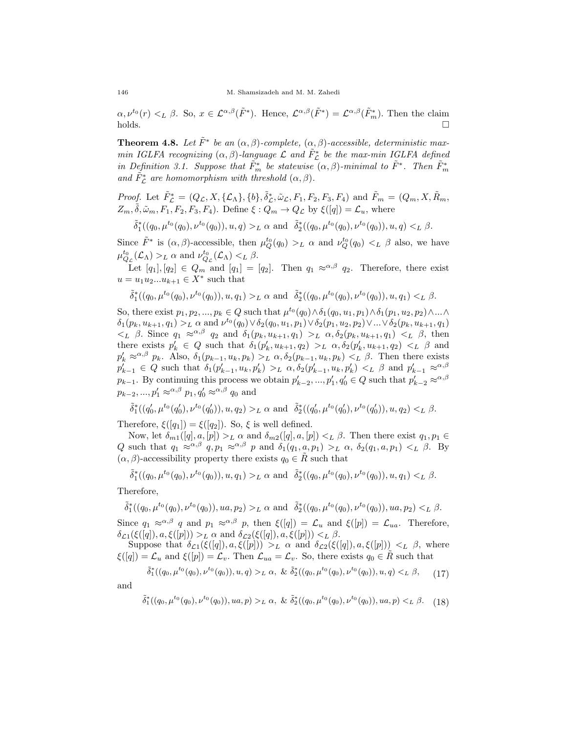$\alpha, \nu^{t_0}(r) <_L \beta$. So, $x \in \mathcal{L}^{\alpha,\beta}(\tilde{F}^*)$. Hence, $\mathcal{L}^{\alpha,\beta}(\tilde{F}^*) = \mathcal{L}^{\alpha,\beta}(\tilde{F}_m^*)$. Then the claim holds. □

**Theorem 4.8.** *Let $\tilde{F}^*$ be an $(\alpha, \beta)$-complete, $(\alpha, \beta)$-accessible, deterministic max-min IGLFA recognizing $(\alpha, \beta)$-language $\mathcal{L}$ and $\tilde{F}_{\mathcal{L}}^*$ be the max-min IGLFA defined in Definition 3.1. Suppose that $\tilde{F}_m^*$ be statewise $(\alpha, \beta)$-minimal to $\tilde{F}^*$. Then $\tilde{F}_m^*$ and $\tilde{F}_{\mathcal{L}}^*$ are homomorphism with threshold $(\alpha, \beta)$.*

*Proof.* Let $\tilde{F}_{\mathcal{L}}^* = (Q_{\mathcal{L}}, X, \{\mathcal{L}_\Lambda\}, \{b\}, \tilde{\delta}_{\mathcal{L}}^*, \tilde{\omega}_{\mathcal{L}}, F_1, F_2, F_3, F_4)$ and $\tilde{F}_m = (Q_m, X, \tilde{R}_m, Z_m, \tilde{\delta}, \tilde{\omega}_m, F_1, F_2, F_3, F_4)$. Define $\xi : Q_m \to Q_{\mathcal{L}}$ by $\xi([q]) = \mathcal{L}_u$, where

$$\tilde{\delta}_1^*((q_0, \mu^{t_0}(q_0), \nu^{t_0}(q_0)), u, q) >_L \alpha \text{ and } \tilde{\delta}_2^*((q_0, \mu^{t_0}(q_0), \nu^{t_0}(q_0)), u, q) <_L \beta.$$

Since $\tilde{F}^*$ is $(\alpha, \beta)$-accessible, then $\mu_Q^{t_0}(q_0) >_L \alpha$ and $\nu_Q^{t_0}(q_0) <_L \beta$ also, we have $\mu_{Q_{\mathcal{L}}}^{t_0}(\mathcal{L}_\Lambda) >_L \alpha$ and $\nu_{Q_{\mathcal{L}}}^{t_0}(\mathcal{L}_\Lambda) <_L \beta$.

Let $[q_1], [q_2] \in Q_m$ and $[q_1] = [q_2]$. Then $q_1 \approx^{\alpha,\beta} q_2$. Therefore, there exist $u = u_1 u_2 ... u_{k+1} \in X^*$ such that

$$\tilde{\delta}_1^*((q_0, \mu^{t_0}(q_0), \nu^{t_0}(q_0)), u, q_1) >_L \alpha \text{ and } \tilde{\delta}_2^*((q_0, \mu^{t_0}(q_0), \nu^{t_0}(q_0)), u, q_1) <_L \beta.$$

So, there exist $p_1, p_2, ..., p_k \in Q$ such that $\mu^{t_0}(q_0) \wedge \delta_1(q_0, u_1, p_1) \wedge \delta_1(p_1, u_2, p_2) \wedge ... \wedge \delta_1(p_k, u_{k+1}, q_1) >_L \alpha$ and $\nu^{t_0}(q_0) \vee \delta_2(q_0, u_1, p_1) \vee \delta_2(p_1, u_2, p_2) \vee ... \vee \delta_2(p_k, u_{k+1}, q_1) <_L \beta$. Since $q_1 \approx^{\alpha,\beta} q_2$ and $\delta_1(p_k, u_{k+1}, q_1) >_L \alpha, \delta_2(p_k, u_{k+1}, q_1) <_L \beta$, then there exists $p_k' \in Q$ such that $\delta_1(p_k', u_{k+1}, q_2) >_L \alpha, \delta_2(p_k', u_{k+1}, q_2) <_L \beta$ and $p_k' \approx^{\alpha,\beta} p_k$. Also, $\delta_1(p_{k-1}, u_k, p_k) >_L \alpha, \delta_2(p_{k-1}, u_k, p_k) <_L \beta$. Then there exists $p_{k-1}' \in Q$ such that $\delta_1(p_{k-1}', u_k, p_k') >_L \alpha, \delta_2(p_{k-1}', u_k, p_k') <_L \beta$ and $p_{k-1}' \approx^{\alpha,\beta} p_{k-1}$. By continuing this process we obtain $p_{k-2}', ..., p_1', q_0' \in Q$ such that $p_{k-2}' \approx^{\alpha,\beta} p_{k-2}, ..., p_1' \approx^{\alpha,\beta} p_1, q_0' \approx^{\alpha,\beta} q_0$ and

$$\tilde{\delta}_1^*((q_0', \mu^{t_0}(q_0'), \nu^{t_0}(q_0')), u, q_2) >_L \alpha \text{ and } \tilde{\delta}_2^*((q_0', \mu^{t_0}(q_0'), \nu^{t_0}(q_0')), u, q_2) <_L \beta.$$

Therefore, $\xi([q_1]) = \xi([q_2])$. So, $\xi$ is well defined.

Now, let $\delta_{m1}([q], a, [p]) >_L \alpha$ and $\delta_{m2}([q], a, [p]) <_L \beta$. Then there exist $q_1, p_1 \in Q$ such that $q_1 \approx^{\alpha,\beta} q, p_1 \approx^{\alpha,\beta} p$ and $\delta_1(q_1, a, p_1) >_L \alpha$, $\delta_2(q_1, a, p_1) <_L \beta$. By $(\alpha, \beta)$-accessibility property there exists $q_0 \in \tilde{R}$ such that

$$\tilde{\delta}_1^*((q_0, \mu^{t_0}(q_0), \nu^{t_0}(q_0)), u, q_1) >_L \alpha \text{ and } \tilde{\delta}_2^*((q_0, \mu^{t_0}(q_0), \nu^{t_0}(q_0)), u, q_1) <_L \beta.$$

Therefore,

$$\tilde{\delta}_1^*((q_0, \mu^{t_0}(q_0), \nu^{t_0}(q_0)), ua, p_2) >_L \alpha \text{ and } \tilde{\delta}_2^*((q_0, \mu^{t_0}(q_0), \nu^{t_0}(q_0)), ua, p_2) <_L \beta.$$

Since $q_1 \approx^{\alpha,\beta} q$ and $p_1 \approx^{\alpha,\beta} p$, then $\xi([q]) = \mathcal{L}_u$ and $\xi([p]) = \mathcal{L}_{ua}$. Therefore, $\delta_{\mathcal{L}1}(\xi([q]), a, \xi([p])) >_L \alpha$ and $\delta_{\mathcal{L}2}(\xi([q]), a, \xi([p])) <_L \beta$.

Suppose that $\delta_{\mathcal{L}1}(\xi([q]), a, \xi([p])) >_L \alpha$ and $\delta_{\mathcal{L}2}(\xi([q]), a, \xi([p])) <_L \beta$, where $\xi([q]) = \mathcal{L}_u$ and $\xi([p]) = \mathcal{L}_v$. Then $\mathcal{L}_{ua} = \mathcal{L}_v$. So, there exists $q_0 \in \tilde{R}$ such that

$$\tilde{\delta}_1^*((q_0, \mu^{t_0}(q_0), \nu^{t_0}(q_0)), u, q) >_L \alpha, \ \& \ \tilde{\delta}_2^*((q_0, \mu^{t_0}(q_0), \nu^{t_0}(q_0)), u, q) <_L \beta, \tag{17}$$

and

$$\tilde{\delta}_1^*((q_0, \mu^{t_0}(q_0), \nu^{t_0}(q_0)), ua, p) >_L \alpha, \ \& \ \tilde{\delta}_2^*((q_0, \mu^{t_0}(q_0), \nu^{t_0}(q_0)), ua, p) <_L \beta. \tag{18}$$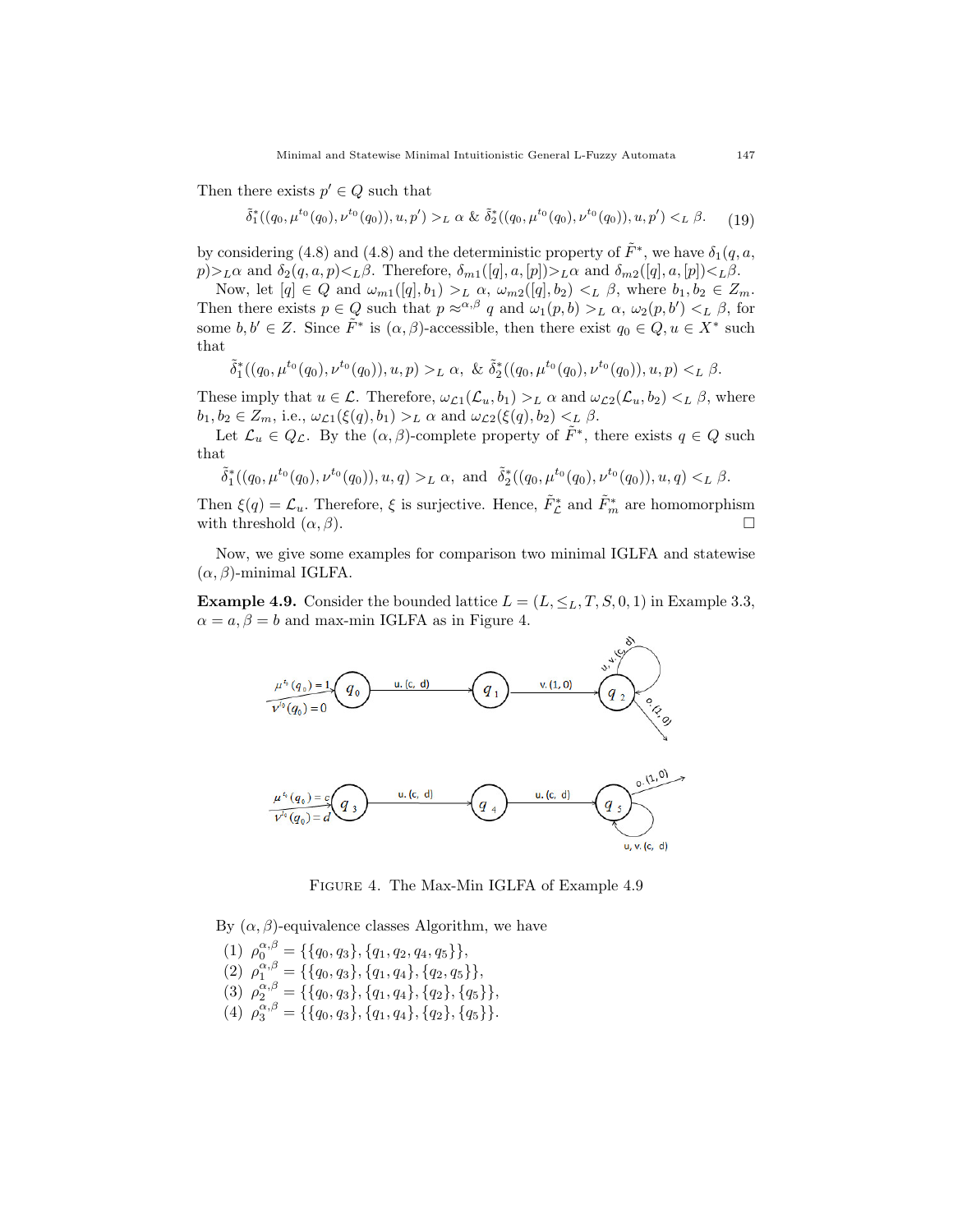Then there exists $p' \in Q$ such that

$$\tilde{\delta}_1^*((q_0, \mu^{t_0}(q_0), \nu^{t_0}(q_0)), u, p') >_L \alpha \ \& \ \tilde{\delta}_2^*((q_0, \mu^{t_0}(q_0), \nu^{t_0}(q_0)), u, p') <_L \beta. \tag{19}$$

by considering (4.8) and (4.8) and the deterministic property of $\tilde{F}^*$, we have $\delta_1(q, a, p) >_L \alpha$ and $\delta_2(q, a, p) <_L \beta$. Therefore, $\delta_{m1}([q], a, [p]) >_L \alpha$ and $\delta_{m2}([q], a, [p]) <_L \beta$.

Now, let $[q] \in Q$ and $\omega_{m1}([q], b_1) >_L \alpha$, $\omega_{m2}([q], b_2) <_L \beta$, where $b_1, b_2 \in Z_m$. Then there exists $p \in Q$ such that $p \approx^{\alpha,\beta} q$ and $\omega_1(p, b) >_L \alpha$, $\omega_2(p, b') <_L \beta$, for some $b, b' \in Z$. Since $\tilde{F}^*$ is $(\alpha, \beta)$-accessible, then there exist $q_0 \in Q, u \in X^*$ such that

$$\tilde{\delta}_1^*((q_0, \mu^{t_0}(q_0), \nu^{t_0}(q_0)), u, p) >_L \alpha, \ \& \ \tilde{\delta}_2^*((q_0, \mu^{t_0}(q_0), \nu^{t_0}(q_0)), u, p) <_L \beta.$$

These imply that $u \in \mathcal{L}$. Therefore, $\omega_{\mathcal{L}1}(\mathcal{L}_u, b_1) >_L \alpha$ and $\omega_{\mathcal{L}2}(\mathcal{L}_u, b_2) <_L \beta$, where $b_1, b_2 \in Z_m$, i.e., $\omega_{\mathcal{L}1}(\xi(q), b_1) >_L \alpha$ and $\omega_{\mathcal{L}2}(\xi(q), b_2) <_L \beta$.

Let $\mathcal{L}_u \in Q_{\mathcal{L}}$. By the $(\alpha, \beta)$-complete property of $\tilde{F}^*$, there exists $q \in Q$ such that

$$\tilde{\delta}_1^*((q_0, \mu^{t_0}(q_0), \nu^{t_0}(q_0)), u, q) >_L \alpha, \ \text{and} \ \ \tilde{\delta}_2^*((q_0, \mu^{t_0}(q_0), \nu^{t_0}(q_0)), u, q) <_L \beta.$$

Then $\xi(q) = \mathcal{L}_u$. Therefore, $\xi$ is surjective. Hence, $\tilde{F}_{\mathcal{L}}^*$ and $\tilde{F}_m^*$ are homomorphism with threshold $(\alpha, \beta)$. □

Now, we give some examples for comparison two minimal IGLFA and statewise $(\alpha, \beta)$-minimal IGLFA.

**Example 4.9.** Consider the bounded lattice $L = (L, \leq_L, T, S, 0, 1)$ in Example 3.3, $\alpha = a, \beta = b$ and max-min IGLFA as in Figure 4.

FIGURE 4. The Max-Min IGLFA of Example 4.9

By $(\alpha, \beta)$-equivalence classes Algorithm, we have

1. $\rho_0^{\alpha,\beta} = \{\{q_0, q_3\}, \{q_1, q_2, q_4, q_5\}\}$,
2. $\rho_1^{\alpha,\beta} = \{\{q_0, q_3\}, \{q_1, q_4\}, \{q_2, q_5\}\}$,
3. $\rho_2^{\alpha,\beta} = \{\{q_0, q_3\}, \{q_1, q_4\}, \{q_2\}, \{q_5\}\}$,
4. $\rho_3^{\alpha,\beta} = \{\{q_0, q_3\}, \{q_1, q_4\}, \{q_2\}, \{q_5\}\}$.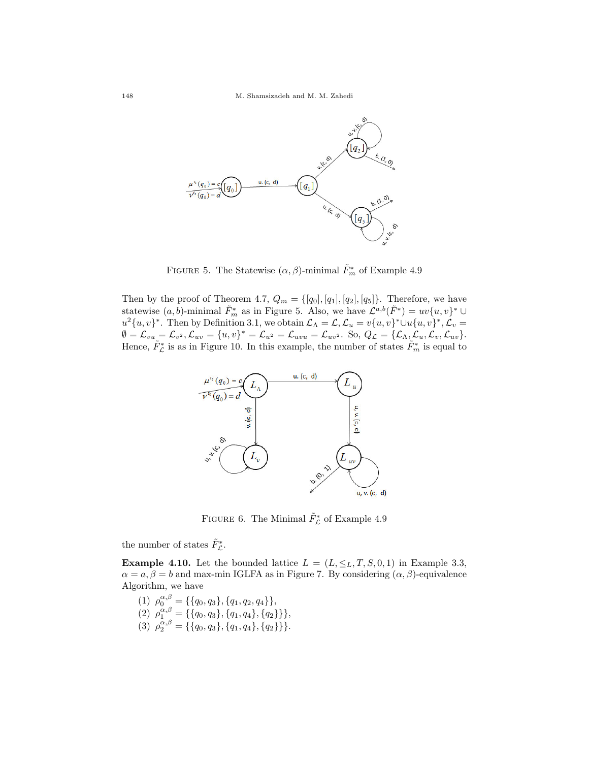FIGURE 5. The Statewise $(\alpha, \beta)$-minimal $\tilde{F}_m^*$ of Example 4.9

Then by the proof of Theorem 4.7, $Q_m = \{[q_0], [q_1], [q_2], [q_5]\}$. Therefore, we have statewise $(a, b)$-minimal $\tilde{F}_m^*$ as in Figure 5. Also, we have $\mathcal{L}^{a,b}(\tilde{F}^*) = uv\{u, v\}^* \cup u^2\{u, v\}^*$. Then by Definition 3.1, we obtain $\mathcal{L}_\Lambda = \mathcal{L}, \mathcal{L}_u = v\{u, v\}^* \cup u\{u, v\}^*, \mathcal{L}_v = \emptyset = \mathcal{L}_{vu} = \mathcal{L}_{v^2}, \mathcal{L}_{uv} = \{u, v\}^* = \mathcal{L}_{u^2} = \mathcal{L}_{uvu} = \mathcal{L}_{uv^2}$. So, $Q_\mathcal{L} = \{\mathcal{L}_\Lambda, \mathcal{L}_u, \mathcal{L}_v, \mathcal{L}_{uv}\}$. Hence, $\tilde{F}_\mathcal{L}^*$ is as in Figure 10. In this example, the number of states $\tilde{F}_m^*$ is equal to

FIGURE 6. The Minimal $\tilde{F}_\mathcal{L}^*$ of Example 4.9

the number of states $\tilde{F}_\mathcal{L}^*$.

**Example 4.10.** Let the bounded lattice $L = (L, \leq_L, T, S, 0, 1)$ in Example 3.3, $\alpha = a, \beta = b$ and max-min IGLFA as in Figure 7. By considering $(\alpha, \beta)$-equivalence Algorithm, we have

(1) $\rho_0^{\alpha,\beta} = \{\{q_0, q_3\}, \{q_1, q_2, q_4\}\}$,
(2) $\rho_1^{\alpha,\beta} = \{\{q_0, q_3\}, \{q_1, q_4\}, \{q_2\}\}\}$,
(3) $\rho_2^{\alpha,\beta} = \{\{q_0, q_3\}, \{q_1, q_4\}, \{q_2\}\}\}$.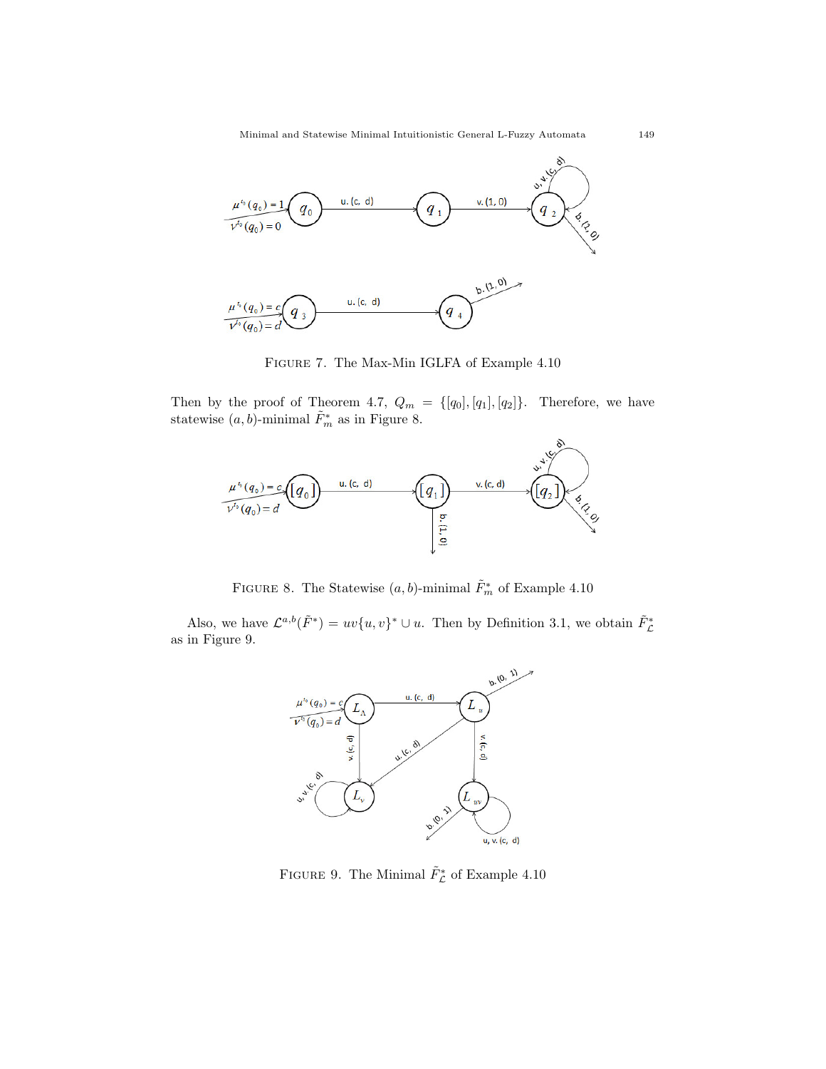FIGURE 7. The Max-Min IGLFA of Example 4.10

Then by the proof of Theorem 4.7, $Q_m = \{[q_0], [q_1], [q_2]\}$. Therefore, we have statewise $(a, b)$-minimal $\tilde{F}^*_m$ as in Figure 8.

FIGURE 8. The Statewise $(a, b)$-minimal $\tilde{F}^*_m$ of Example 4.10

Also, we have $\mathcal{L}^{a,b}(\tilde{F}^*) = uv\{u, v\}^* \cup u$. Then by Definition 3.1, we obtain $\tilde{F}^*_{\mathcal{L}}$ as in Figure 9.

FIGURE 9. The Minimal $\tilde{F}^*_{\mathcal{L}}$ of Example 4.10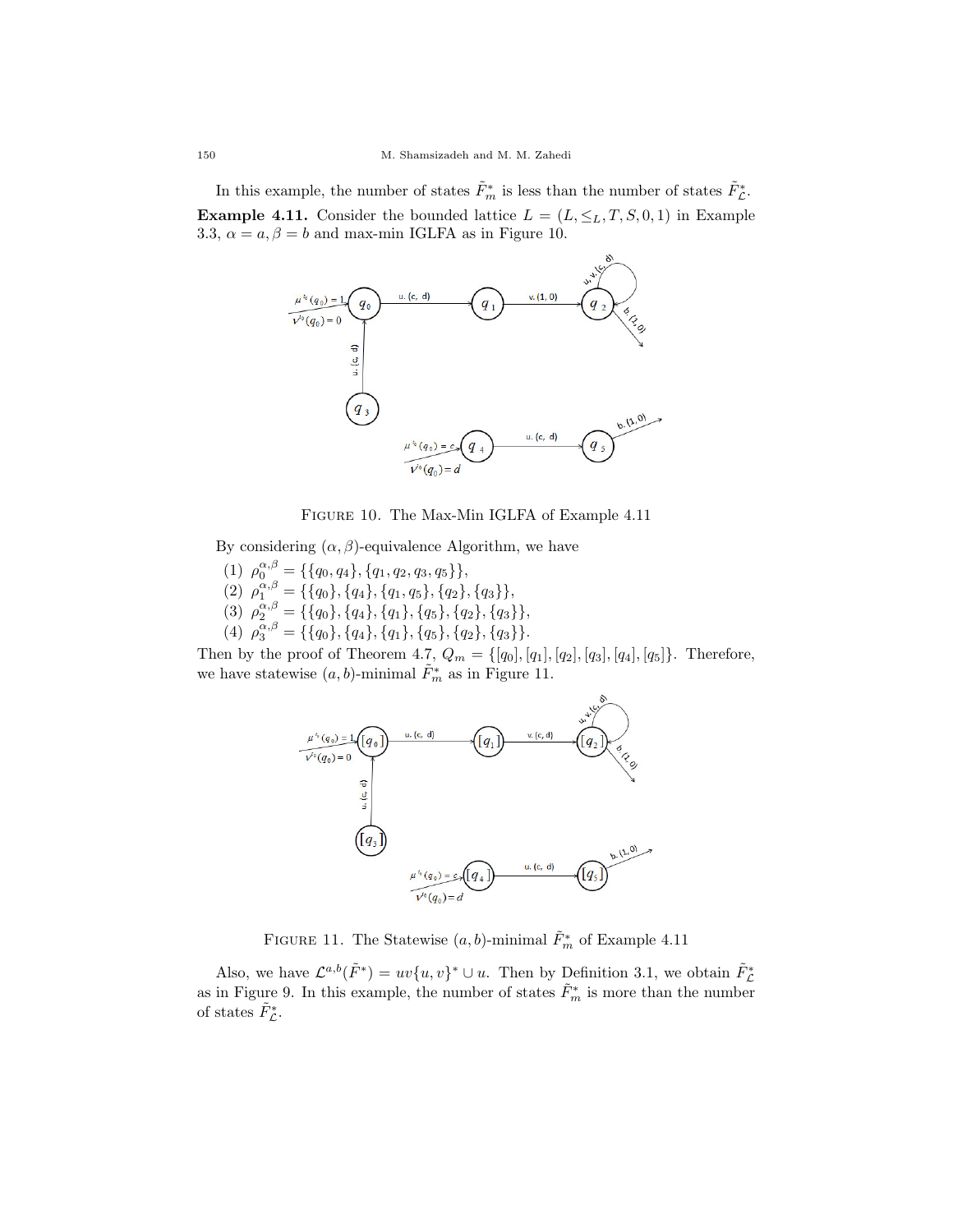In this example, the number of states $\tilde{F}_m^*$ is less than the number of states $\tilde{F}_{\mathcal{L}}^*$.

**Example 4.11.** Consider the bounded lattice $L = (L, \leq_L, T, S, 0, 1)$ in Example 3.3, $\alpha = a, \beta = b$ and max-min IGLFA as in Figure 10.

FIGURE 10. The Max-Min IGLFA of Example 4.11

By considering $(\alpha, \beta)$-equivalence Algorithm, we have

(1) $\rho_0^{\alpha,\beta} = \{\{q_0, q_4\}, \{q_1, q_2, q_3, q_5\}\}$,
(2) $\rho_1^{\alpha,\beta} = \{\{q_0\}, \{q_4\}, \{q_1, q_5\}, \{q_2\}, \{q_3\}\}$,
(3) $\rho_2^{\alpha,\beta} = \{\{q_0\}, \{q_4\}, \{q_1\}, \{q_5\}, \{q_2\}, \{q_3\}\}$,
(4) $\rho_3^{\alpha,\beta} = \{\{q_0\}, \{q_4\}, \{q_1\}, \{q_5\}, \{q_2\}, \{q_3\}\}$.

Then by the proof of Theorem 4.7, $Q_m = \{[q_0], [q_1], [q_2], [q_3], [q_4], [q_5]\}$. Therefore, we have statewise $(a, b)$-minimal $\tilde{F}_m^*$ as in Figure 11.

FIGURE 11. The Statewise $(a, b)$-minimal $\tilde{F}_m^*$ of Example 4.11

Also, we have $\mathcal{L}^{a,b}(\tilde{F}^*) = uv\{u, v\}^* \cup u$. Then by Definition 3.1, we obtain $\tilde{F}_{\mathcal{L}}^*$ as in Figure 9. In this example, the number of states $\tilde{F}_m^*$ is more than the number of states $\tilde{F}_{\mathcal{L}}^*$.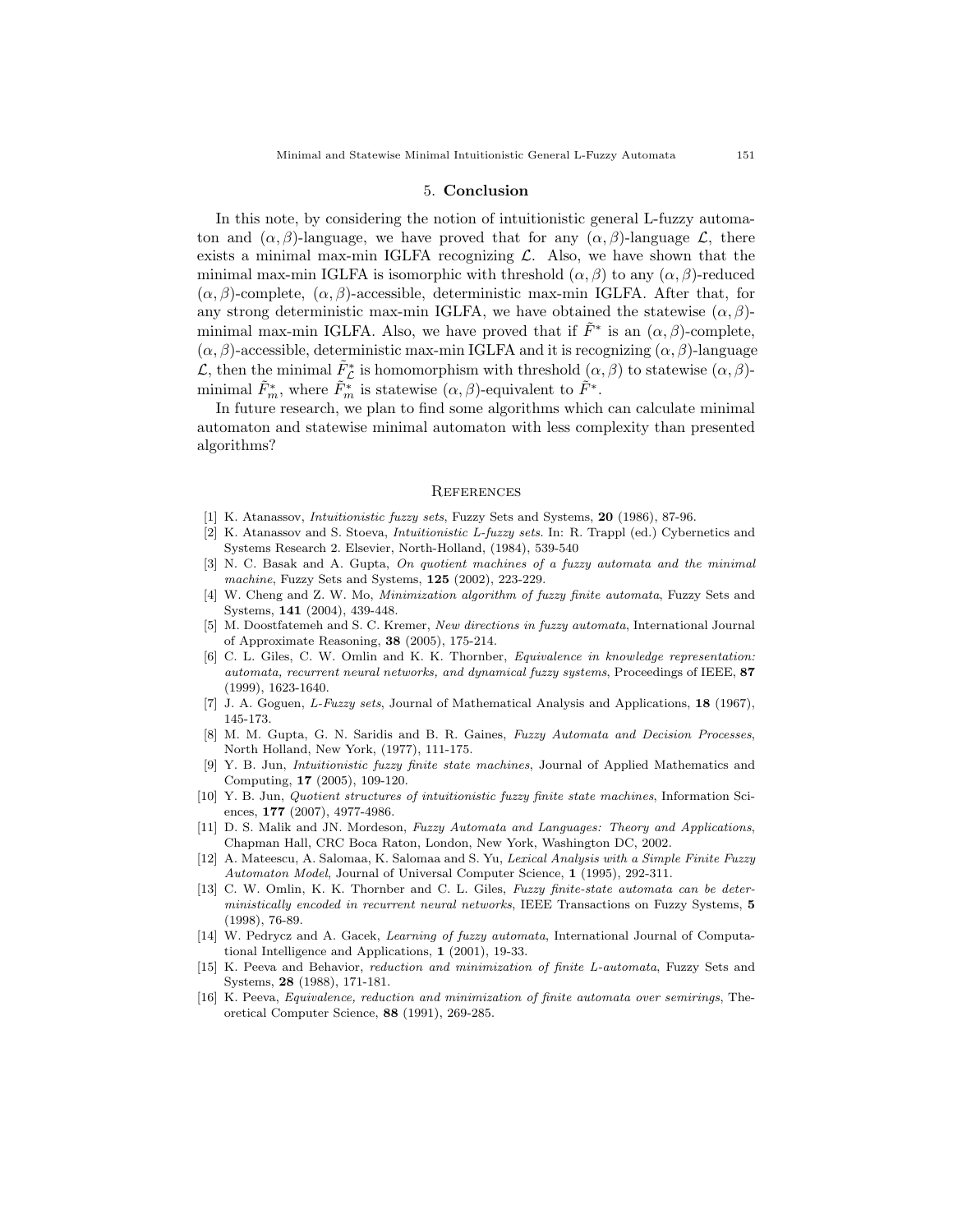## 5. Conclusion

In this note, by considering the notion of intuitionistic general L-fuzzy automaton and $(\alpha, \beta)$-language, we have proved that for any $(\alpha, \beta)$-language $\mathcal{L}$, there exists a minimal max-min IGLFA recognizing $\mathcal{L}$. Also, we have shown that the minimal max-min IGLFA is isomorphic with threshold $(\alpha, \beta)$ to any $(\alpha, \beta)$-reduced $(\alpha, \beta)$-complete, $(\alpha, \beta)$-accessible, deterministic max-min IGLFA. After that, for any strong deterministic max-min IGLFA, we have obtained the statewise $(\alpha, \beta)$-minimal max-min IGLFA. Also, we have proved that if $\tilde{F}^*$ is an $(\alpha, \beta)$-complete, $(\alpha, \beta)$-accessible, deterministic max-min IGLFA and it is recognizing $(\alpha, \beta)$-language $\mathcal{L}$, then the minimal $\tilde{F}^*_{\mathcal{L}}$ is homomorphism with threshold $(\alpha, \beta)$ to statewise $(\alpha, \beta)$-minimal $\tilde{F}^*_m$, where $\tilde{F}^*_m$ is statewise $(\alpha, \beta)$-equivalent to $\tilde{F}^*$.

In future research, we plan to find some algorithms which can calculate minimal automaton and statewise minimal automaton with less complexity than presented algorithms?

## References

[1] K. Atanassov, *Intuitionistic fuzzy sets*, Fuzzy Sets and Systems, **20** (1986), 87-96.

[2] K. Atanassov and S. Stoeva, *Intuitionistic L-fuzzy sets*. In: R. Trappl (ed.) Cybernetics and Systems Research 2. Elsevier, North-Holland, (1984), 539-540

[3] N. C. Basak and A. Gupta, *On quotient machines of a fuzzy automata and the minimal machine*, Fuzzy Sets and Systems, **125** (2002), 223-229.

[4] W. Cheng and Z. W. Mo, *Minimization algorithm of fuzzy finite automata*, Fuzzy Sets and Systems, **141** (2004), 439-448.

[5] M. Doostfatemeh and S. C. Kremer, *New directions in fuzzy automata*, International Journal of Approximate Reasoning, **38** (2005), 175-214.

[6] C. L. Giles, C. W. Omlin and K. K. Thornber, *Equivalence in knowledge representation: automata, recurrent neural networks, and dynamical fuzzy systems*, Proceedings of IEEE, **87** (1999), 1623-1640.

[7] J. A. Goguen, *L-Fuzzy sets*, Journal of Mathematical Analysis and Applications, **18** (1967), 145-173.

[8] M. M. Gupta, G. N. Saridis and B. R. Gaines, *Fuzzy Automata and Decision Processes*, North Holland, New York, (1977), 111-175.

[9] Y. B. Jun, *Intuitionistic fuzzy finite state machines*, Journal of Applied Mathematics and Computing, **17** (2005), 109-120.

[10] Y. B. Jun, *Quotient structures of intuitionistic fuzzy finite state machines*, Information Sciences, **177** (2007), 4977-4986.

[11] D. S. Malik and JN. Mordeson, *Fuzzy Automata and Languages: Theory and Applications*, Chapman Hall, CRC Boca Raton, London, New York, Washington DC, 2002.

[12] A. Mateescu, A. Salomaa, K. Salomaa and S. Yu, *Lexical Analysis with a Simple Finite Fuzzy Automaton Model*, Journal of Universal Computer Science, **1** (1995), 292-311.

[13] C. W. Omlin, K. K. Thornber and C. L. Giles, *Fuzzy finite-state automata can be deterministically encoded in recurrent neural networks*, IEEE Transactions on Fuzzy Systems, **5** (1998), 76-89.

[14] W. Pedrycz and A. Gacek, *Learning of fuzzy automata*, International Journal of Computational Intelligence and Applications, **1** (2001), 19-33.

[15] K. Peeva and Behavior, *reduction and minimization of finite L-automata*, Fuzzy Sets and Systems, **28** (1988), 171-181.

[16] K. Peeva, *Equivalence, reduction and minimization of finite automata over semirings*, Theoretical Computer Science, **88** (1991), 269-285.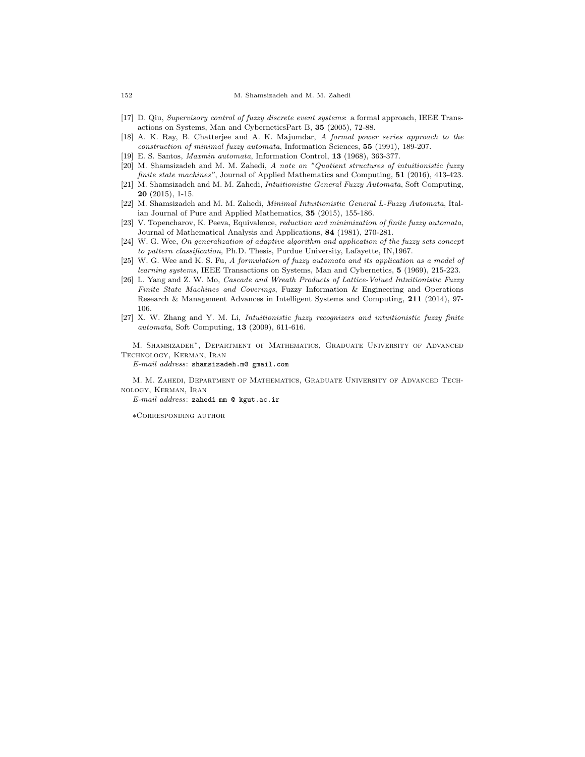[17] D. Qiu, *Supervisory control of fuzzy discrete event systems*: a formal approach, IEEE Transactions on Systems, Man and CyberneticsPart B, **35** (2005), 72-88.

[18] A. K. Ray, B. Chatterjee and A. K. Majumdar, *A formal power series approach to the construction of minimal fuzzy automata*, Information Sciences, **55** (1991), 189-207.

[19] E. S. Santos, *Maxmin automata*, Information Control, **13** (1968), 363-377.

[20] M. Shamsizadeh and M. M. Zahedi, *A note on "Quotient structures of intuitionistic fuzzy finite state machines"*, Journal of Applied Mathematics and Computing, **51** (2016), 413-423.

[21] M. Shamsizadeh and M. M. Zahedi, *Intuitionistic General Fuzzy Automata*, Soft Computing, **20** (2015), 1-15.

[22] M. Shamsizadeh and M. M. Zahedi, *Minimal Intuitionistic General L-Fuzzy Automata*, Italian Journal of Pure and Applied Mathematics, **35** (2015), 155-186.

[23] V. Topencharov, K. Peeva, Equivalence, *reduction and minimization of finite fuzzy automata*, Journal of Mathematical Analysis and Applications, **84** (1981), 270-281.

[24] W. G. Wee, *On generalization of adaptive algorithm and application of the fuzzy sets concept to pattern classification*, Ph.D. Thesis, Purdue University, Lafayette, IN,1967.

[25] W. G. Wee and K. S. Fu, *A formulation of fuzzy automata and its application as a model of learning systems*, IEEE Transactions on Systems, Man and Cybernetics, **5** (1969), 215-223.

[26] L. Yang and Z. W. Mo, *Cascade and Wreath Products of Lattice-Valued Intuitionistic Fuzzy Finite State Machines and Coverings*, Fuzzy Information & Engineering and Operations Research & Management Advances in Intelligent Systems and Computing, **211** (2014), 97-106.

[27] X. W. Zhang and Y. M. Li, *Intuitionistic fuzzy recognizers and intuitionistic fuzzy finite automata*, Soft Computing, **13** (2009), 611-616.

M. Shamsizadeh*, Department of Mathematics, Graduate University of Advanced Technology, Kerman, Iran

*E-mail address*: shamsizadeh.m@ gmail.com

M. M. Zahedi, Department of Mathematics, Graduate University of Advanced Technology, Kerman, Iran

*E-mail address*: zahedi_mm @ kgut.ac.ir

*Corresponding author